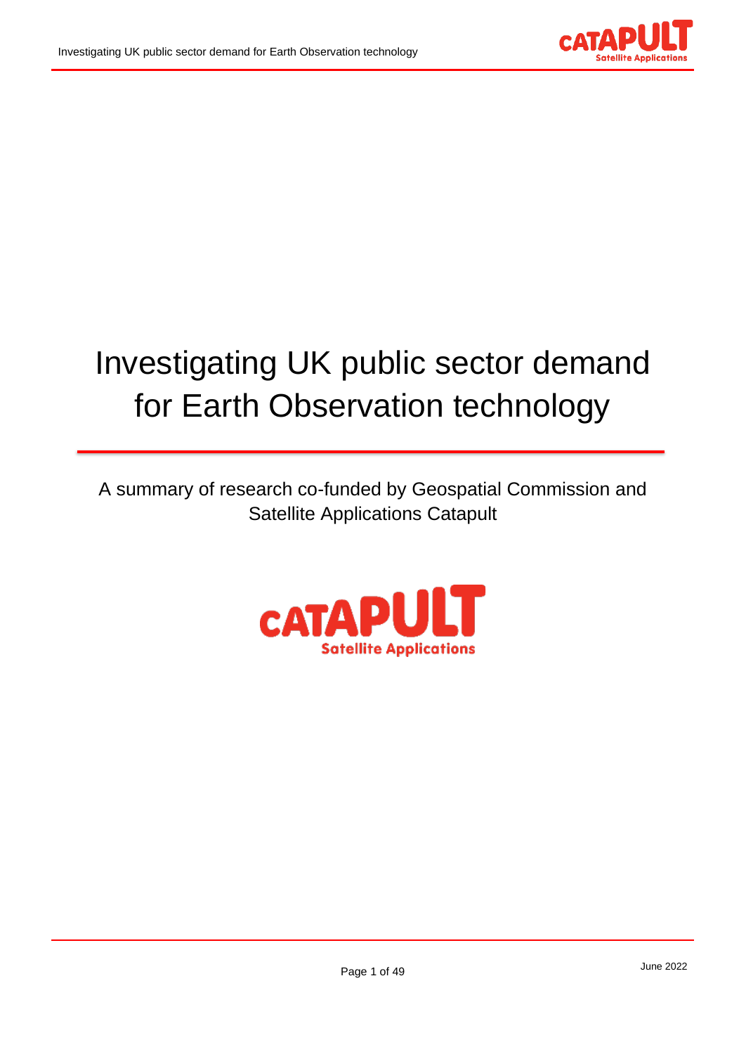# Investigating UK public sector demand for Earth Observation technology

A summary of research co-funded by Geospatial Commission and Satellite Applications Catapult

June 2022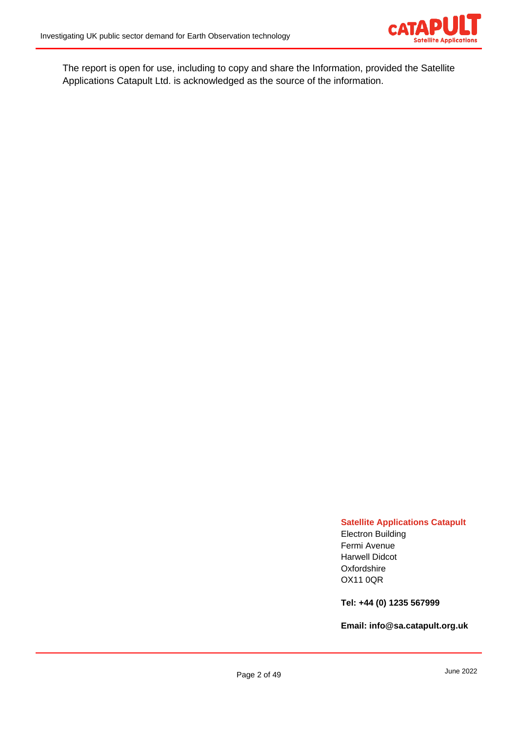The report is open for use, including to copy and share the Information, provided the Satellite Applications Catapult Ltd. is acknowledged as the source of the information.

**Satellite Applications Catapult**
Electron Building
Fermi Avenue
Harwell Didcot
Oxfordshire
OX11 0QR

**Tel: +44 (0) 1235 567999**

**Email: info@sa.catapult.org.uk**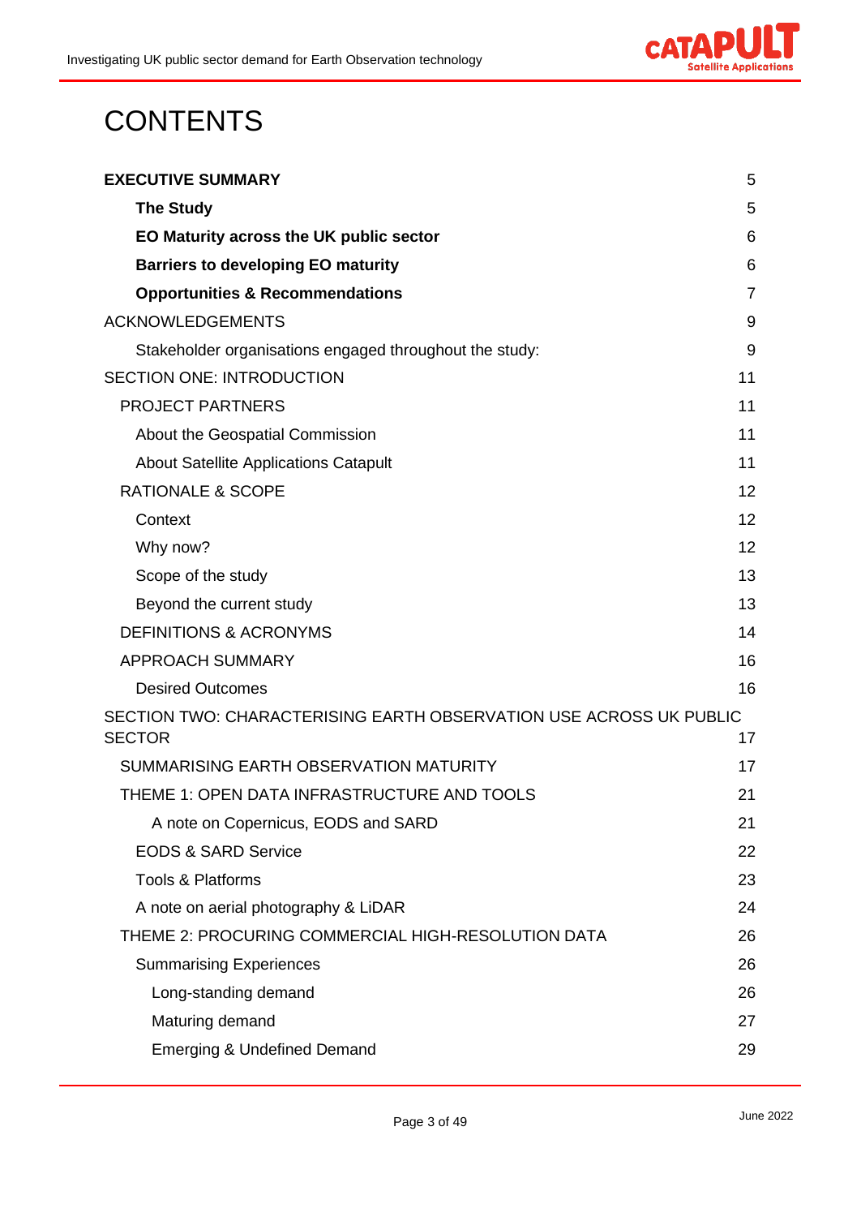# CONTENTS

| | |
|---|---|
| **EXECUTIVE SUMMARY** | 5 |
| **The Study** | 5 |
| **EO Maturity across the UK public sector** | 6 |
| **Barriers to developing EO maturity** | 6 |
| **Opportunities & Recommendations** | 7 |
| ACKNOWLEDGEMENTS | 9 |
| Stakeholder organisations engaged throughout the study: | 9 |
| SECTION ONE: INTRODUCTION | 11 |
| PROJECT PARTNERS | 11 |
| About the Geospatial Commission | 11 |
| About Satellite Applications Catapult | 11 |
| RATIONALE & SCOPE | 12 |
| Context | 12 |
| Why now? | 12 |
| Scope of the study | 13 |
| Beyond the current study | 13 |
| DEFINITIONS & ACRONYMS | 14 |
| APPROACH SUMMARY | 16 |
| Desired Outcomes | 16 |
| SECTION TWO: CHARACTERISING EARTH OBSERVATION USE ACROSS UK PUBLIC SECTOR | 17 |
| SUMMARISING EARTH OBSERVATION MATURITY | 17 |
| THEME 1: OPEN DATA INFRASTRUCTURE AND TOOLS | 21 |
| A note on Copernicus, EODS and SARD | 21 |
| EODS & SARD Service | 22 |
| Tools & Platforms | 23 |
| A note on aerial photography & LiDAR | 24 |
| THEME 2: PROCURING COMMERCIAL HIGH-RESOLUTION DATA | 26 |
| Summarising Experiences | 26 |
| Long-standing demand | 26 |
| Maturing demand | 27 |
| Emerging & Undefined Demand | 29 |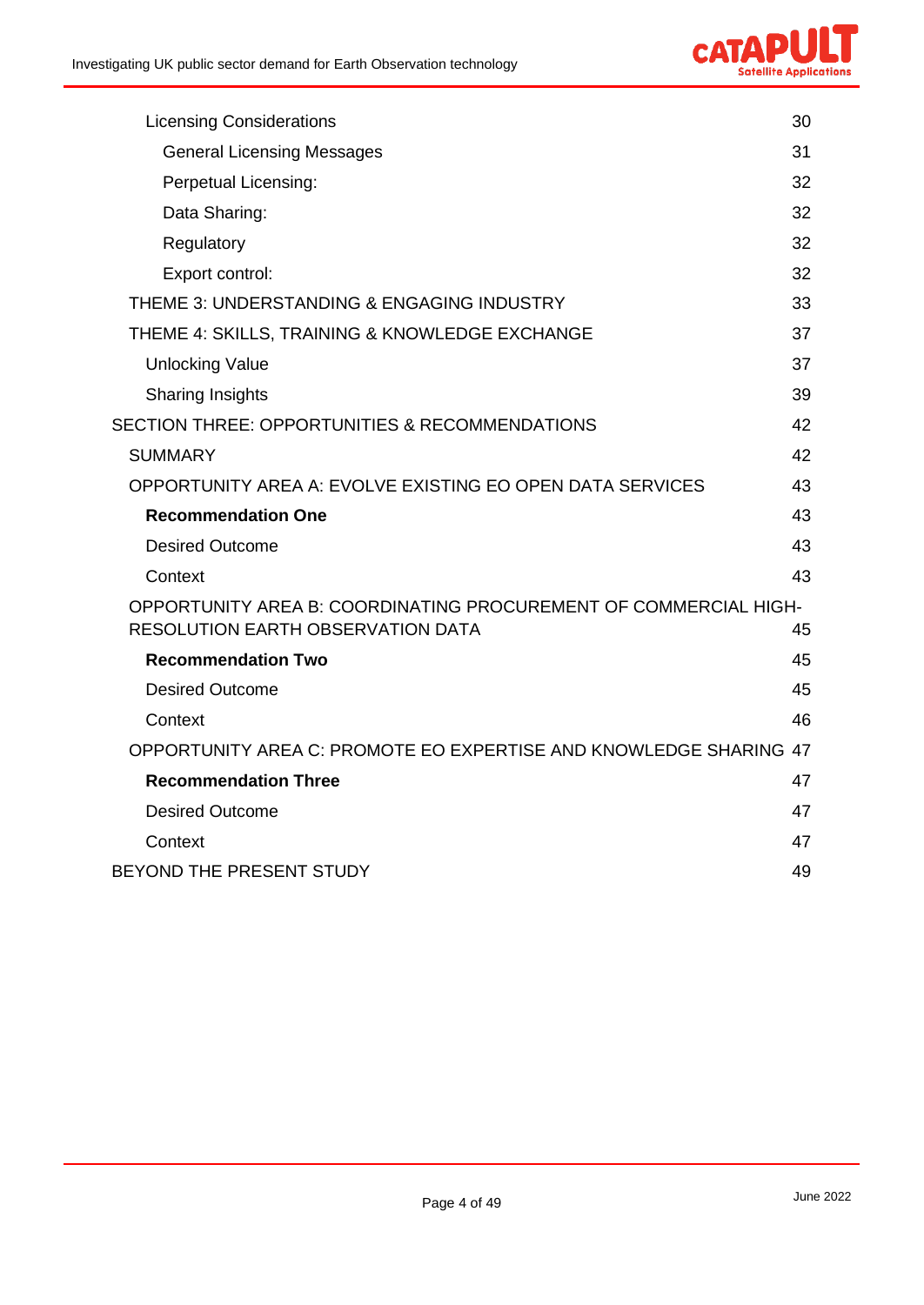| | |
|---|---|
| Licensing Considerations | 30 |
| General Licensing Messages | 31 |
| Perpetual Licensing: | 32 |
| Data Sharing: | 32 |
| Regulatory | 32 |
| Export control: | 32 |
| THEME 3: UNDERSTANDING & ENGAGING INDUSTRY | 33 |
| THEME 4: SKILLS, TRAINING & KNOWLEDGE EXCHANGE | 37 |
| Unlocking Value | 37 |
| Sharing Insights | 39 |
| SECTION THREE: OPPORTUNITIES & RECOMMENDATIONS | 42 |
| SUMMARY | 42 |
| OPPORTUNITY AREA A: EVOLVE EXISTING EO OPEN DATA SERVICES | 43 |
| **Recommendation One** | 43 |
| Desired Outcome | 43 |
| Context | 43 |
| OPPORTUNITY AREA B: COORDINATING PROCUREMENT OF COMMERCIAL HIGH-RESOLUTION EARTH OBSERVATION DATA | 45 |
| **Recommendation Two** | 45 |
| Desired Outcome | 45 |
| Context | 46 |
| OPPORTUNITY AREA C: PROMOTE EO EXPERTISE AND KNOWLEDGE SHARING | 47 |
| **Recommendation Three** | 47 |
| Desired Outcome | 47 |
| Context | 47 |
| BEYOND THE PRESENT STUDY | 49 |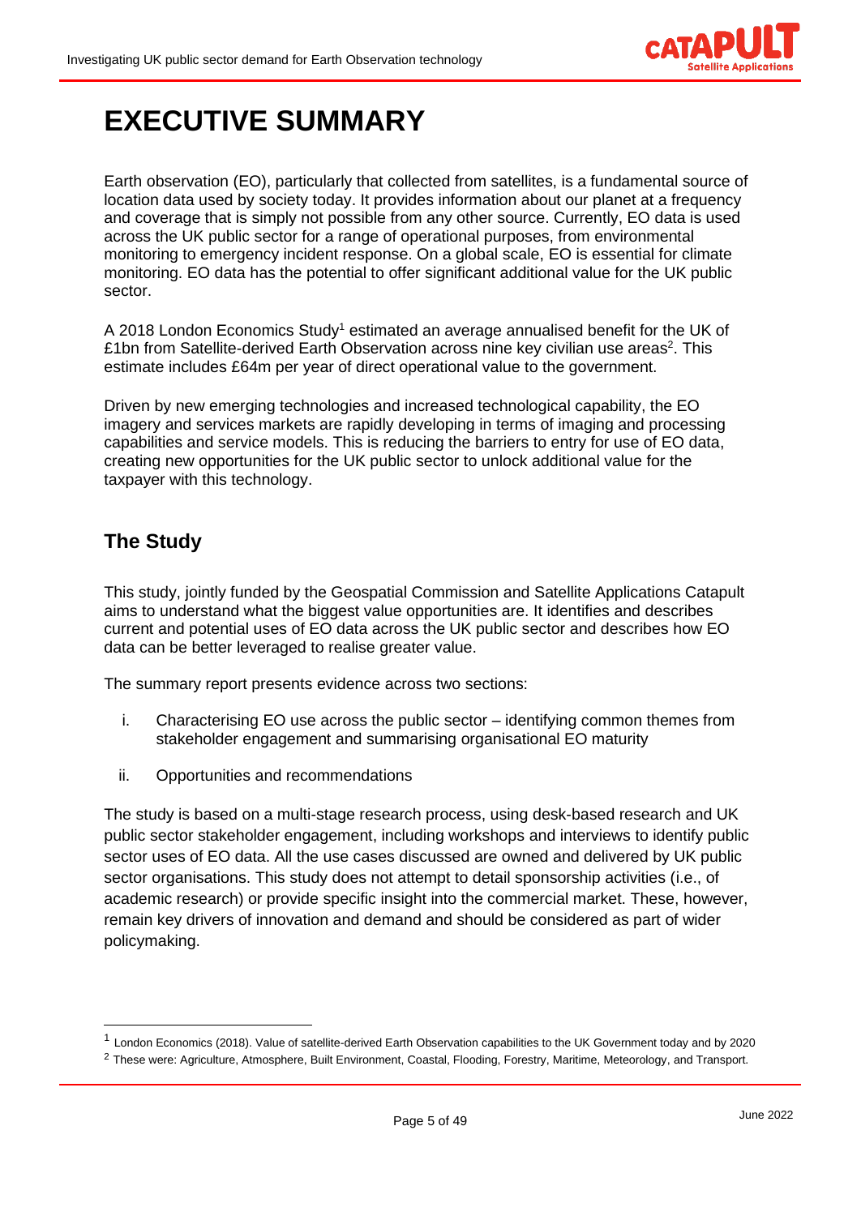# EXECUTIVE SUMMARY

Earth observation (EO), particularly that collected from satellites, is a fundamental source of location data used by society today. It provides information about our planet at a frequency and coverage that is simply not possible from any other source. Currently, EO data is used across the UK public sector for a range of operational purposes, from environmental monitoring to emergency incident response. On a global scale, EO is essential for climate monitoring. EO data has the potential to offer significant additional value for the UK public sector.

A 2018 London Economics Study[1] estimated an average annualised benefit for the UK of £1bn from Satellite-derived Earth Observation across nine key civilian use areas[2]. This estimate includes £64m per year of direct operational value to the government.

Driven by new emerging technologies and increased technological capability, the EO imagery and services markets are rapidly developing in terms of imaging and processing capabilities and service models. This is reducing the barriers to entry for use of EO data, creating new opportunities for the UK public sector to unlock additional value for the taxpayer with this technology.

## The Study

This study, jointly funded by the Geospatial Commission and Satellite Applications Catapult aims to understand what the biggest value opportunities are. It identifies and describes current and potential uses of EO data across the UK public sector and describes how EO data can be better leveraged to realise greater value.

The summary report presents evidence across two sections:

i. Characterising EO use across the public sector – identifying common themes from stakeholder engagement and summarising organisational EO maturity

ii. Opportunities and recommendations

The study is based on a multi-stage research process, using desk-based research and UK public sector stakeholder engagement, including workshops and interviews to identify public sector uses of EO data. All the use cases discussed are owned and delivered by UK public sector organisations. This study does not attempt to detail sponsorship activities (i.e., of academic research) or provide specific insight into the commercial market. These, however, remain key drivers of innovation and demand and should be considered as part of wider policymaking.

[1] London Economics (2018). Value of satellite-derived Earth Observation capabilities to the UK Government today and by 2020

[2] These were: Agriculture, Atmosphere, Built Environment, Coastal, Flooding, Forestry, Maritime, Meteorology, and Transport.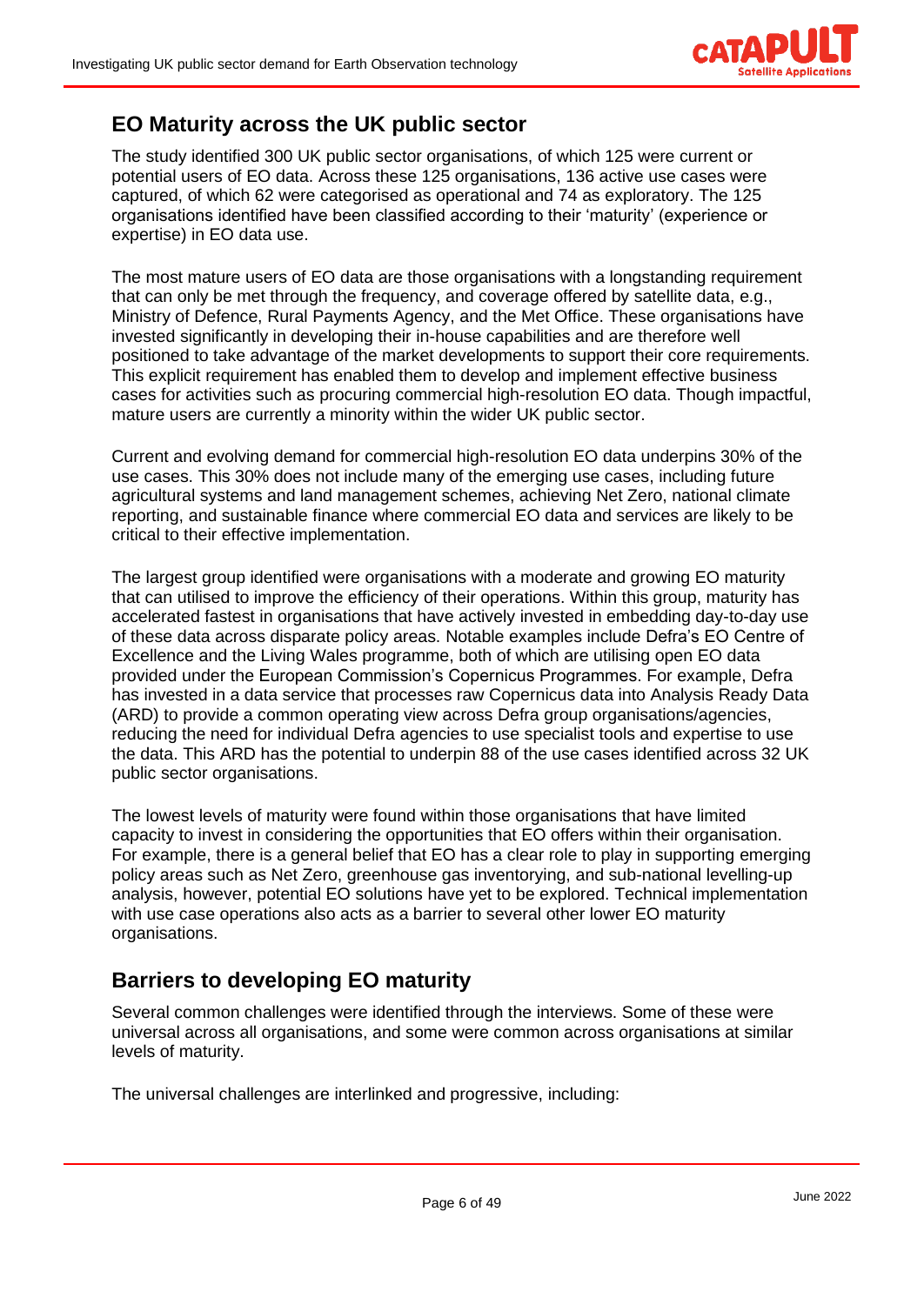## EO Maturity across the UK public sector

The study identified 300 UK public sector organisations, of which 125 were current or potential users of EO data. Across these 125 organisations, 136 active use cases were captured, of which 62 were categorised as operational and 74 as exploratory. The 125 organisations identified have been classified according to their 'maturity' (experience or expertise) in EO data use.

The most mature users of EO data are those organisations with a longstanding requirement that can only be met through the frequency, and coverage offered by satellite data, e.g., Ministry of Defence, Rural Payments Agency, and the Met Office. These organisations have invested significantly in developing their in-house capabilities and are therefore well positioned to take advantage of the market developments to support their core requirements. This explicit requirement has enabled them to develop and implement effective business cases for activities such as procuring commercial high-resolution EO data. Though impactful, mature users are currently a minority within the wider UK public sector.

Current and evolving demand for commercial high-resolution EO data underpins 30% of the use cases. This 30% does not include many of the emerging use cases, including future agricultural systems and land management schemes, achieving Net Zero, national climate reporting, and sustainable finance where commercial EO data and services are likely to be critical to their effective implementation.

The largest group identified were organisations with a moderate and growing EO maturity that can utilised to improve the efficiency of their operations. Within this group, maturity has accelerated fastest in organisations that have actively invested in embedding day-to-day use of these data across disparate policy areas. Notable examples include Defra's EO Centre of Excellence and the Living Wales programme, both of which are utilising open EO data provided under the European Commission's Copernicus Programmes. For example, Defra has invested in a data service that processes raw Copernicus data into Analysis Ready Data (ARD) to provide a common operating view across Defra group organisations/agencies, reducing the need for individual Defra agencies to use specialist tools and expertise to use the data. This ARD has the potential to underpin 88 of the use cases identified across 32 UK public sector organisations.

The lowest levels of maturity were found within those organisations that have limited capacity to invest in considering the opportunities that EO offers within their organisation. For example, there is a general belief that EO has a clear role to play in supporting emerging policy areas such as Net Zero, greenhouse gas inventorying, and sub-national levelling-up analysis, however, potential EO solutions have yet to be explored. Technical implementation with use case operations also acts as a barrier to several other lower EO maturity organisations.

## Barriers to developing EO maturity

Several common challenges were identified through the interviews. Some of these were universal across all organisations, and some were common across organisations at similar levels of maturity.

The universal challenges are interlinked and progressive, including: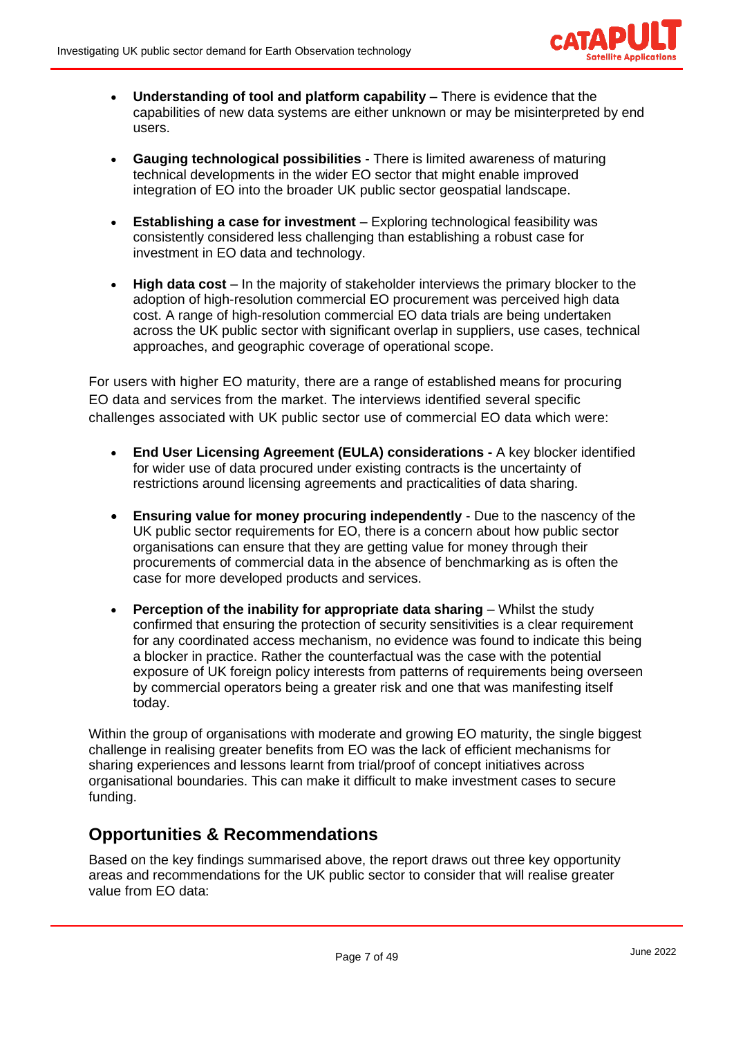- **Understanding of tool and platform capability –** There is evidence that the capabilities of new data systems are either unknown or may be misinterpreted by end users.

- **Gauging technological possibilities** - There is limited awareness of maturing technical developments in the wider EO sector that might enable improved integration of EO into the broader UK public sector geospatial landscape.

- **Establishing a case for investment** – Exploring technological feasibility was consistently considered less challenging than establishing a robust case for investment in EO data and technology.

- **High data cost** – In the majority of stakeholder interviews the primary blocker to the adoption of high-resolution commercial EO procurement was perceived high data cost. A range of high-resolution commercial EO data trials are being undertaken across the UK public sector with significant overlap in suppliers, use cases, technical approaches, and geographic coverage of operational scope.

For users with higher EO maturity, there are a range of established means for procuring EO data and services from the market. The interviews identified several specific challenges associated with UK public sector use of commercial EO data which were:

- **End User Licensing Agreement (EULA) considerations -** A key blocker identified for wider use of data procured under existing contracts is the uncertainty of restrictions around licensing agreements and practicalities of data sharing.

- **Ensuring value for money procuring independently** - Due to the nascency of the UK public sector requirements for EO, there is a concern about how public sector organisations can ensure that they are getting value for money through their procurements of commercial data in the absence of benchmarking as is often the case for more developed products and services.

- **Perception of the inability for appropriate data sharing** – Whilst the study confirmed that ensuring the protection of security sensitivities is a clear requirement for any coordinated access mechanism, no evidence was found to indicate this being a blocker in practice. Rather the counterfactual was the case with the potential exposure of UK foreign policy interests from patterns of requirements being overseen by commercial operators being a greater risk and one that was manifesting itself today.

Within the group of organisations with moderate and growing EO maturity, the single biggest challenge in realising greater benefits from EO was the lack of efficient mechanisms for sharing experiences and lessons learnt from trial/proof of concept initiatives across organisational boundaries. This can make it difficult to make investment cases to secure funding.

## Opportunities & Recommendations

Based on the key findings summarised above, the report draws out three key opportunity areas and recommendations for the UK public sector to consider that will realise greater value from EO data: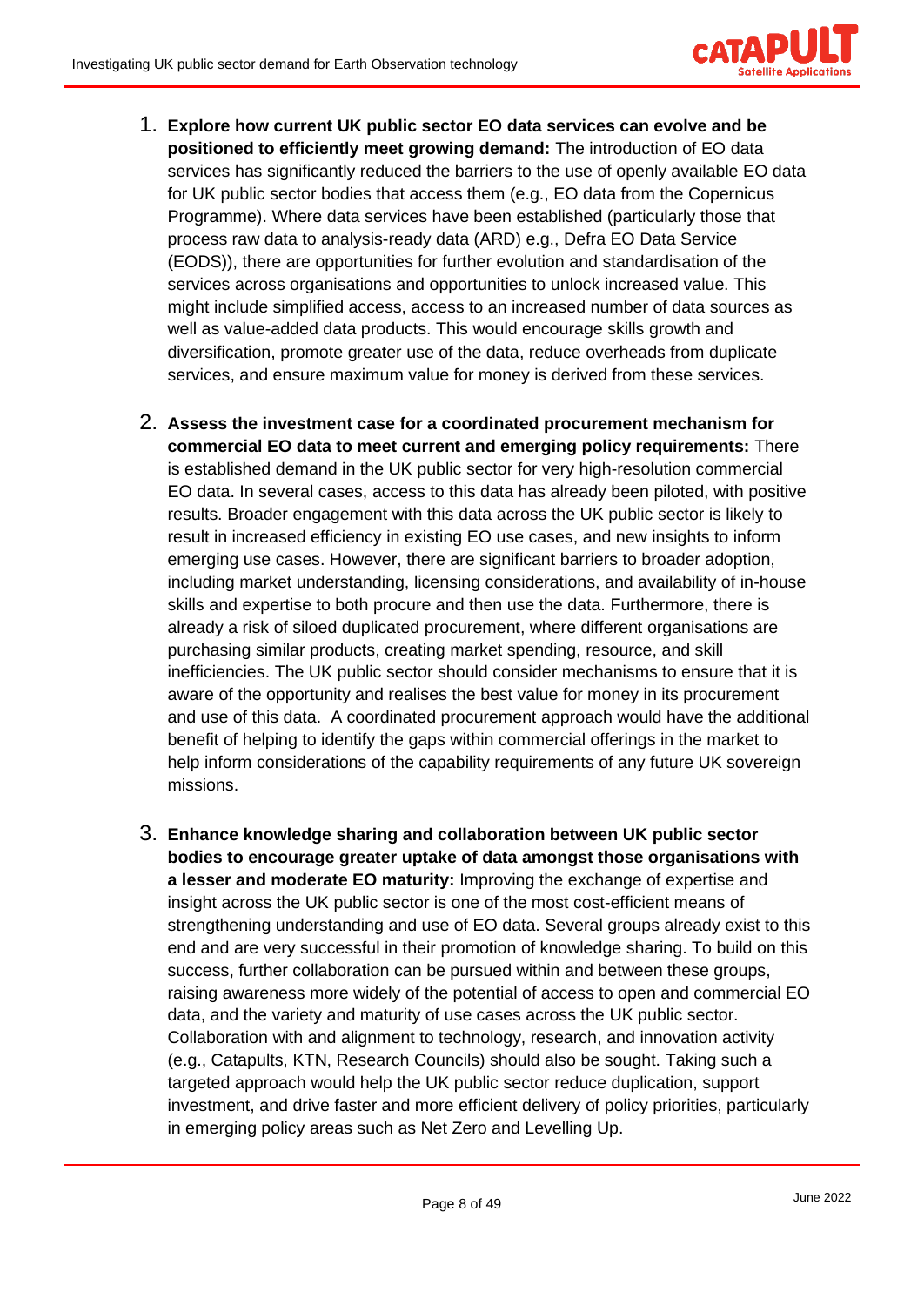1. **Explore how current UK public sector EO data services can evolve and be positioned to efficiently meet growing demand:** The introduction of EO data services has significantly reduced the barriers to the use of openly available EO data for UK public sector bodies that access them (e.g., EO data from the Copernicus Programme). Where data services have been established (particularly those that process raw data to analysis-ready data (ARD) e.g., Defra EO Data Service (EODS)), there are opportunities for further evolution and standardisation of the services across organisations and opportunities to unlock increased value. This might include simplified access, access to an increased number of data sources as well as value-added data products. This would encourage skills growth and diversification, promote greater use of the data, reduce overheads from duplicate services, and ensure maximum value for money is derived from these services.

2. **Assess the investment case for a coordinated procurement mechanism for commercial EO data to meet current and emerging policy requirements:** There is established demand in the UK public sector for very high-resolution commercial EO data. In several cases, access to this data has already been piloted, with positive results. Broader engagement with this data across the UK public sector is likely to result in increased efficiency in existing EO use cases, and new insights to inform emerging use cases. However, there are significant barriers to broader adoption, including market understanding, licensing considerations, and availability of in-house skills and expertise to both procure and then use the data. Furthermore, there is already a risk of siloed duplicated procurement, where different organisations are purchasing similar products, creating market spending, resource, and skill inefficiencies. The UK public sector should consider mechanisms to ensure that it is aware of the opportunity and realises the best value for money in its procurement and use of this data. A coordinated procurement approach would have the additional benefit of helping to identify the gaps within commercial offerings in the market to help inform considerations of the capability requirements of any future UK sovereign missions.

3. **Enhance knowledge sharing and collaboration between UK public sector bodies to encourage greater uptake of data amongst those organisations with a lesser and moderate EO maturity:** Improving the exchange of expertise and insight across the UK public sector is one of the most cost-efficient means of strengthening understanding and use of EO data. Several groups already exist to this end and are very successful in their promotion of knowledge sharing. To build on this success, further collaboration can be pursued within and between these groups, raising awareness more widely of the potential of access to open and commercial EO data, and the variety and maturity of use cases across the UK public sector. Collaboration with and alignment to technology, research, and innovation activity (e.g., Catapults, KTN, Research Councils) should also be sought. Taking such a targeted approach would help the UK public sector reduce duplication, support investment, and drive faster and more efficient delivery of policy priorities, particularly in emerging policy areas such as Net Zero and Levelling Up.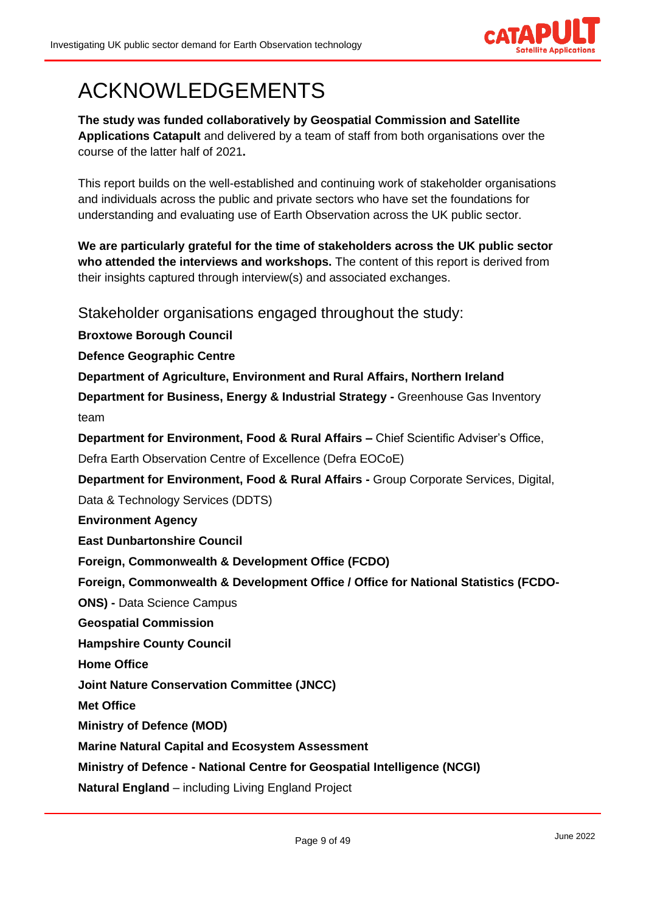# ACKNOWLEDGEMENTS

**The study was funded collaboratively by Geospatial Commission and Satellite Applications Catapult** and delivered by a team of staff from both organisations over the course of the latter half of 2021**.**

This report builds on the well-established and continuing work of stakeholder organisations and individuals across the public and private sectors who have set the foundations for understanding and evaluating use of Earth Observation across the UK public sector.

**We are particularly grateful for the time of stakeholders across the UK public sector who attended the interviews and workshops.** The content of this report is derived from their insights captured through interview(s) and associated exchanges.

## Stakeholder organisations engaged throughout the study:

**Broxtowe Borough Council**

**Defence Geographic Centre**

**Department of Agriculture, Environment and Rural Affairs, Northern Ireland**

**Department for Business, Energy & Industrial Strategy -** Greenhouse Gas Inventory team

**Department for Environment, Food & Rural Affairs –** Chief Scientific Adviser's Office, Defra Earth Observation Centre of Excellence (Defra EOCoE)

**Department for Environment, Food & Rural Affairs -** Group Corporate Services, Digital, Data & Technology Services (DDTS)

**Environment Agency**

**East Dunbartonshire Council**

**Foreign, Commonwealth & Development Office (FCDO)**

**Foreign, Commonwealth & Development Office / Office for National Statistics (FCDO-ONS) -** Data Science Campus

**Geospatial Commission**

**Hampshire County Council**

**Home Office**

**Joint Nature Conservation Committee (JNCC)**

**Met Office**

**Ministry of Defence (MOD)**

**Marine Natural Capital and Ecosystem Assessment**

**Ministry of Defence - National Centre for Geospatial Intelligence (NCGI)**

**Natural England** – including Living England Project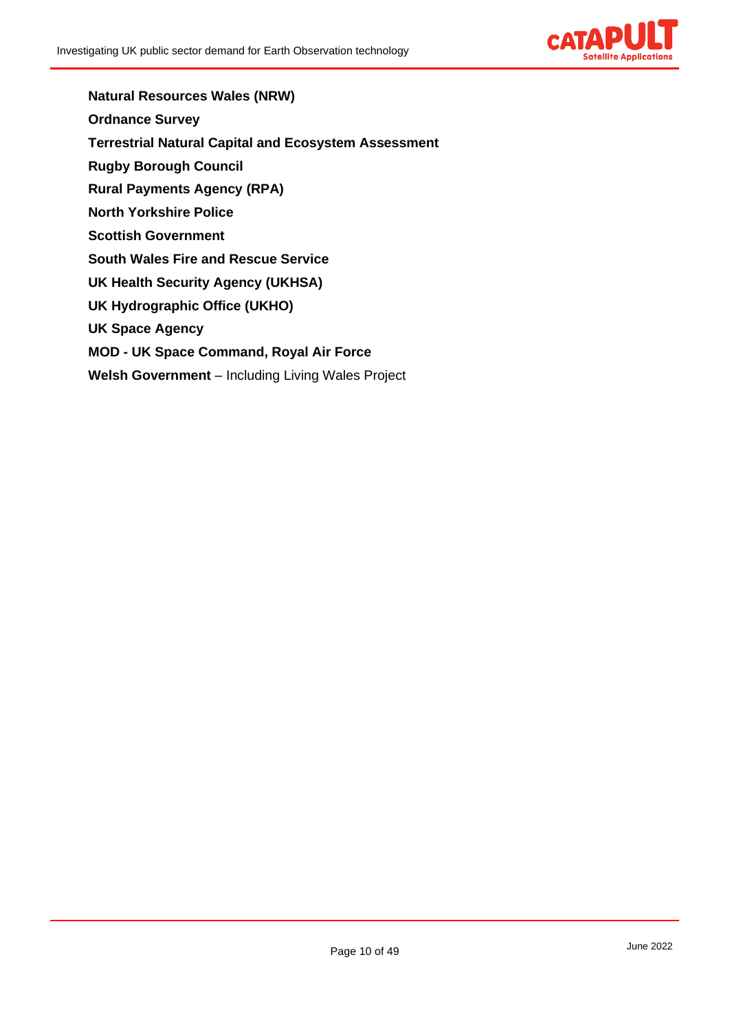**Natural Resources Wales (NRW)**

**Ordnance Survey**

**Terrestrial Natural Capital and Ecosystem Assessment**

**Rugby Borough Council**

**Rural Payments Agency (RPA)**

**North Yorkshire Police**

**Scottish Government**

**South Wales Fire and Rescue Service**

**UK Health Security Agency (UKHSA)**

**UK Hydrographic Office (UKHO)**

**UK Space Agency**

**MOD - UK Space Command, Royal Air Force**

**Welsh Government** – Including Living Wales Project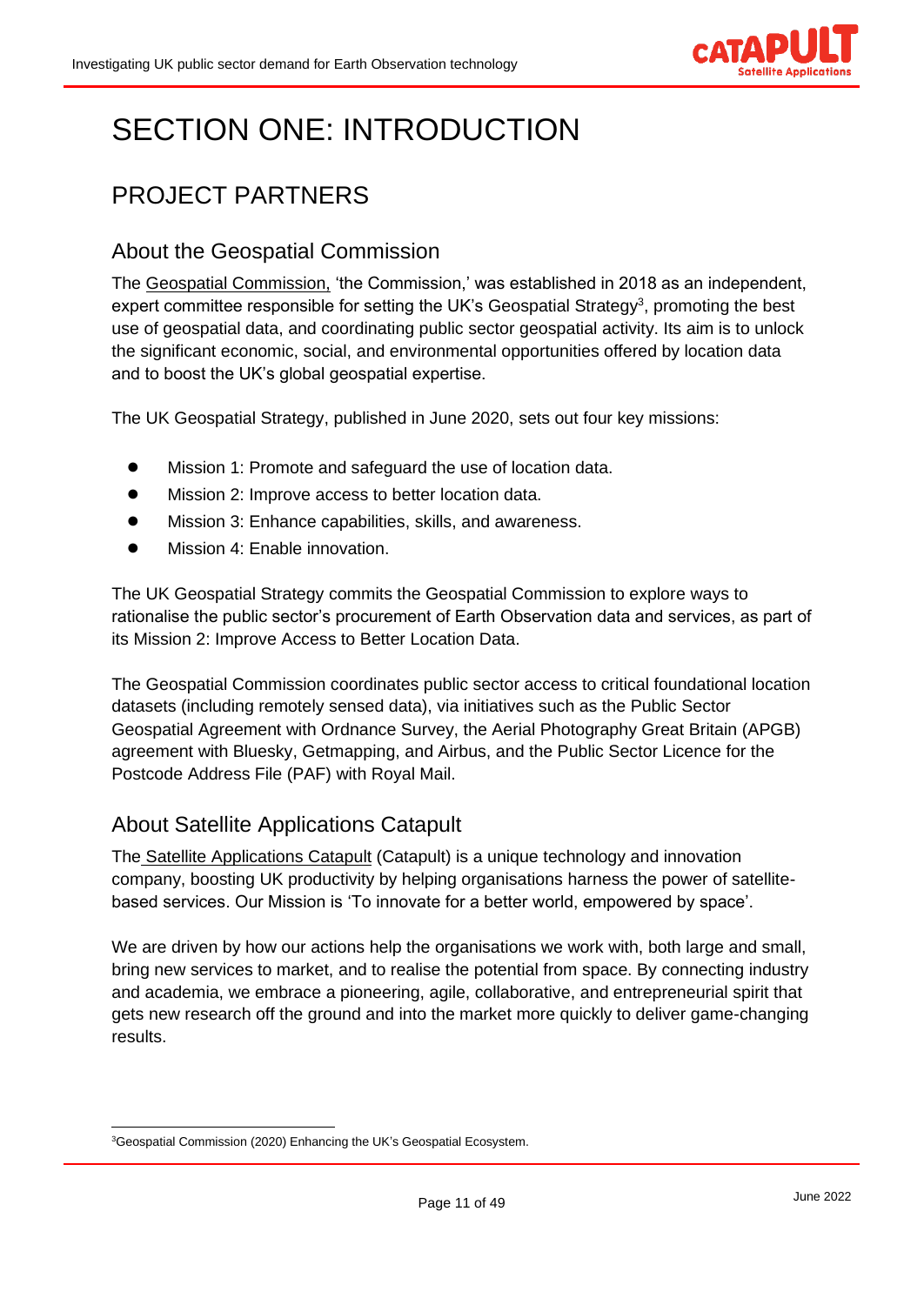# SECTION ONE: INTRODUCTION

## PROJECT PARTNERS

### About the Geospatial Commission

The Geospatial Commission, 'the Commission,' was established in 2018 as an independent, expert committee responsible for setting the UK's Geospatial Strategy[3], promoting the best use of geospatial data, and coordinating public sector geospatial activity. Its aim is to unlock the significant economic, social, and environmental opportunities offered by location data and to boost the UK's global geospatial expertise.

The UK Geospatial Strategy, published in June 2020, sets out four key missions:

- Mission 1: Promote and safeguard the use of location data.
- Mission 2: Improve access to better location data.
- Mission 3: Enhance capabilities, skills, and awareness.
- Mission 4: Enable innovation.

The UK Geospatial Strategy commits the Geospatial Commission to explore ways to rationalise the public sector's procurement of Earth Observation data and services, as part of its Mission 2: Improve Access to Better Location Data.

The Geospatial Commission coordinates public sector access to critical foundational location datasets (including remotely sensed data), via initiatives such as the Public Sector Geospatial Agreement with Ordnance Survey, the Aerial Photography Great Britain (APGB) agreement with Bluesky, Getmapping, and Airbus, and the Public Sector Licence for the Postcode Address File (PAF) with Royal Mail.

### About Satellite Applications Catapult

The Satellite Applications Catapult (Catapult) is a unique technology and innovation company, boosting UK productivity by helping organisations harness the power of satellite-based services. Our Mission is 'To innovate for a better world, empowered by space'.

We are driven by how our actions help the organisations we work with, both large and small, bring new services to market, and to realise the potential from space. By connecting industry and academia, we embrace a pioneering, agile, collaborative, and entrepreneurial spirit that gets new research off the ground and into the market more quickly to deliver game-changing results.

[3] Geospatial Commission (2020) Enhancing the UK's Geospatial Ecosystem.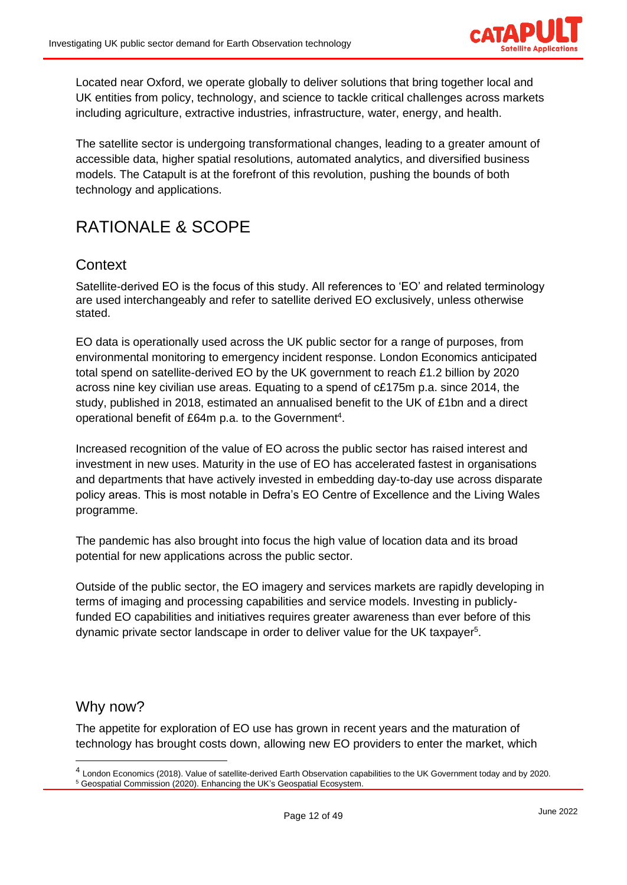Located near Oxford, we operate globally to deliver solutions that bring together local and UK entities from policy, technology, and science to tackle critical challenges across markets including agriculture, extractive industries, infrastructure, water, energy, and health.

The satellite sector is undergoing transformational changes, leading to a greater amount of accessible data, higher spatial resolutions, automated analytics, and diversified business models. The Catapult is at the forefront of this revolution, pushing the bounds of both technology and applications.

# RATIONALE & SCOPE

## Context

Satellite-derived EO is the focus of this study. All references to 'EO' and related terminology are used interchangeably and refer to satellite derived EO exclusively, unless otherwise stated.

EO data is operationally used across the UK public sector for a range of purposes, from environmental monitoring to emergency incident response. London Economics anticipated total spend on satellite-derived EO by the UK government to reach £1.2 billion by 2020 across nine key civilian use areas. Equating to a spend of c£175m p.a. since 2014, the study, published in 2018, estimated an annualised benefit to the UK of £1bn and a direct operational benefit of £64m p.a. to the Government[4].

Increased recognition of the value of EO across the public sector has raised interest and investment in new uses. Maturity in the use of EO has accelerated fastest in organisations and departments that have actively invested in embedding day-to-day use across disparate policy areas. This is most notable in Defra's EO Centre of Excellence and the Living Wales programme.

The pandemic has also brought into focus the high value of location data and its broad potential for new applications across the public sector.

Outside of the public sector, the EO imagery and services markets are rapidly developing in terms of imaging and processing capabilities and service models. Investing in publicly-funded EO capabilities and initiatives requires greater awareness than ever before of this dynamic private sector landscape in order to deliver value for the UK taxpayer[5].

## Why now?

The appetite for exploration of EO use has grown in recent years and the maturation of technology has brought costs down, allowing new EO providers to enter the market, which

[4] London Economics (2018). Value of satellite-derived Earth Observation capabilities to the UK Government today and by 2020.

[5] Geospatial Commission (2020). Enhancing the UK's Geospatial Ecosystem.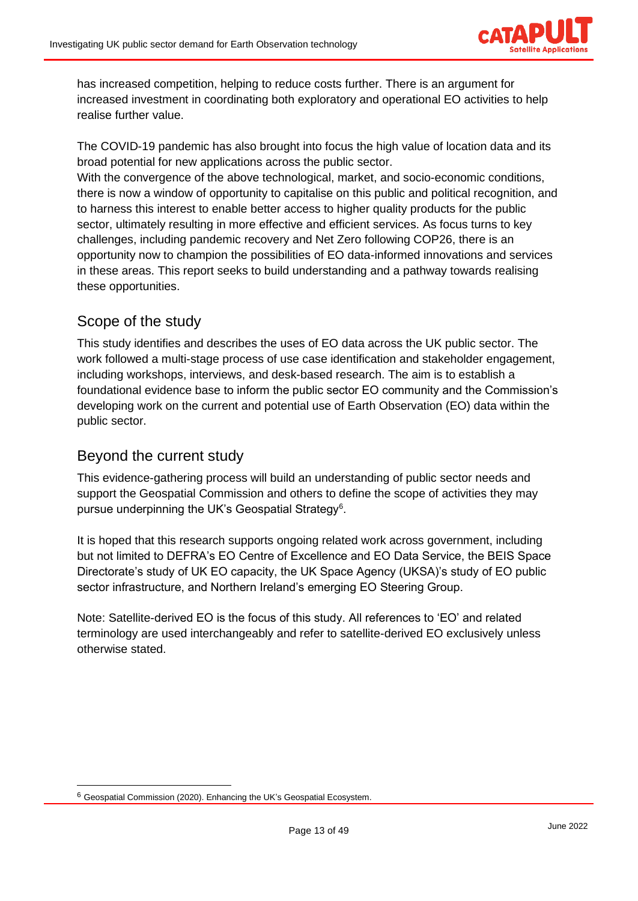has increased competition, helping to reduce costs further. There is an argument for increased investment in coordinating both exploratory and operational EO activities to help realise further value.

The COVID-19 pandemic has also brought into focus the high value of location data and its broad potential for new applications across the public sector.
With the convergence of the above technological, market, and socio-economic conditions, there is now a window of opportunity to capitalise on this public and political recognition, and to harness this interest to enable better access to higher quality products for the public sector, ultimately resulting in more effective and efficient services. As focus turns to key challenges, including pandemic recovery and Net Zero following COP26, there is an opportunity now to champion the possibilities of EO data-informed innovations and services in these areas. This report seeks to build understanding and a pathway towards realising these opportunities.

## Scope of the study

This study identifies and describes the uses of EO data across the UK public sector. The work followed a multi-stage process of use case identification and stakeholder engagement, including workshops, interviews, and desk-based research. The aim is to establish a foundational evidence base to inform the public sector EO community and the Commission's developing work on the current and potential use of Earth Observation (EO) data within the public sector.

## Beyond the current study

This evidence-gathering process will build an understanding of public sector needs and support the Geospatial Commission and others to define the scope of activities they may pursue underpinning the UK's Geospatial Strategy[6].

It is hoped that this research supports ongoing related work across government, including but not limited to DEFRA's EO Centre of Excellence and EO Data Service, the BEIS Space Directorate's study of UK EO capacity, the UK Space Agency (UKSA)'s study of EO public sector infrastructure, and Northern Ireland's emerging EO Steering Group.

Note: Satellite-derived EO is the focus of this study. All references to 'EO' and related terminology are used interchangeably and refer to satellite-derived EO exclusively unless otherwise stated.

[6] Geospatial Commission (2020). Enhancing the UK's Geospatial Ecosystem.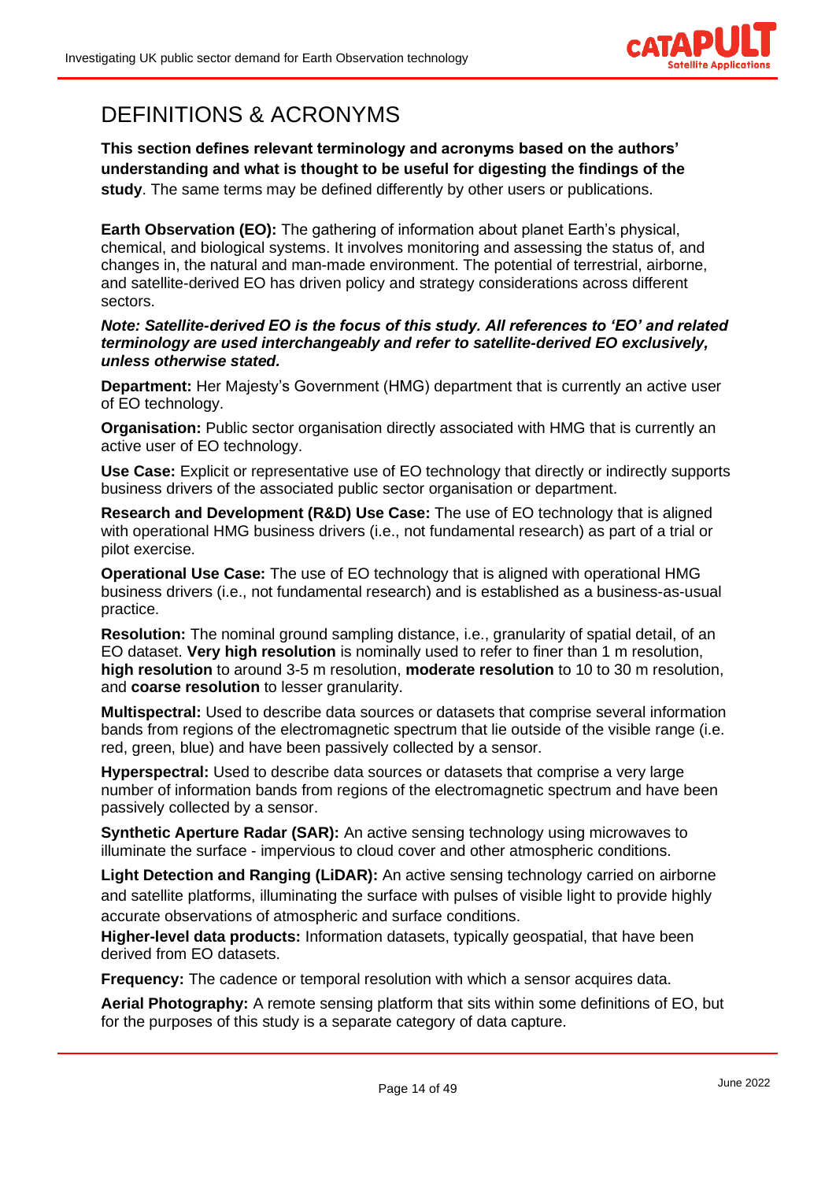# DEFINITIONS & ACRONYMS

**This section defines relevant terminology and acronyms based on the authors' understanding and what is thought to be useful for digesting the findings of the study**. The same terms may be defined differently by other users or publications.

**Earth Observation (EO):** The gathering of information about planet Earth's physical, chemical, and biological systems. It involves monitoring and assessing the status of, and changes in, the natural and man-made environment. The potential of terrestrial, airborne, and satellite-derived EO has driven policy and strategy considerations across different sectors.

***Note: Satellite-derived EO is the focus of this study. All references to 'EO' and related terminology are used interchangeably and refer to satellite-derived EO exclusively, unless otherwise stated.***

**Department:** Her Majesty's Government (HMG) department that is currently an active user of EO technology.

**Organisation:** Public sector organisation directly associated with HMG that is currently an active user of EO technology.

**Use Case:** Explicit or representative use of EO technology that directly or indirectly supports business drivers of the associated public sector organisation or department.

**Research and Development (R&D) Use Case:** The use of EO technology that is aligned with operational HMG business drivers (i.e., not fundamental research) as part of a trial or pilot exercise.

**Operational Use Case:** The use of EO technology that is aligned with operational HMG business drivers (i.e., not fundamental research) and is established as a business-as-usual practice.

**Resolution:** The nominal ground sampling distance, i.e., granularity of spatial detail, of an EO dataset. **Very high resolution** is nominally used to refer to finer than 1 m resolution, **high resolution** to around 3-5 m resolution, **moderate resolution** to 10 to 30 m resolution, and **coarse resolution** to lesser granularity.

**Multispectral:** Used to describe data sources or datasets that comprise several information bands from regions of the electromagnetic spectrum that lie outside of the visible range (i.e. red, green, blue) and have been passively collected by a sensor.

**Hyperspectral:** Used to describe data sources or datasets that comprise a very large number of information bands from regions of the electromagnetic spectrum and have been passively collected by a sensor.

**Synthetic Aperture Radar (SAR):** An active sensing technology using microwaves to illuminate the surface - impervious to cloud cover and other atmospheric conditions.

**Light Detection and Ranging (LiDAR):** An active sensing technology carried on airborne and satellite platforms, illuminating the surface with pulses of visible light to provide highly accurate observations of atmospheric and surface conditions.

**Higher-level data products:** Information datasets, typically geospatial, that have been derived from EO datasets.

**Frequency:** The cadence or temporal resolution with which a sensor acquires data.

**Aerial Photography:** A remote sensing platform that sits within some definitions of EO, but for the purposes of this study is a separate category of data capture.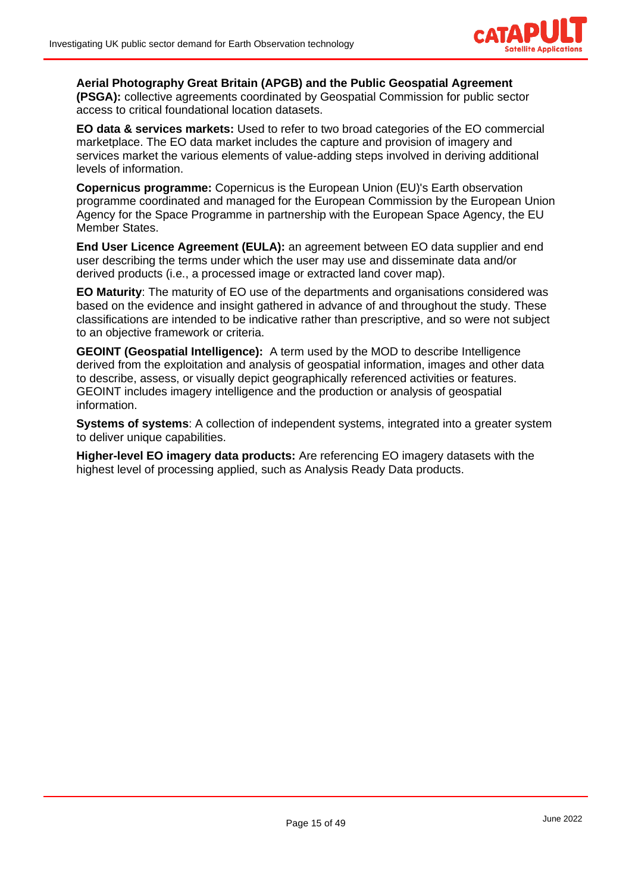**Aerial Photography Great Britain (APGB) and the Public Geospatial Agreement (PSGA):** collective agreements coordinated by Geospatial Commission for public sector access to critical foundational location datasets.

**EO data & services markets:** Used to refer to two broad categories of the EO commercial marketplace. The EO data market includes the capture and provision of imagery and services market the various elements of value-adding steps involved in deriving additional levels of information.

**Copernicus programme:** Copernicus is the European Union (EU)'s Earth observation programme coordinated and managed for the European Commission by the European Union Agency for the Space Programme in partnership with the European Space Agency, the EU Member States.

**End User Licence Agreement (EULA):** an agreement between EO data supplier and end user describing the terms under which the user may use and disseminate data and/or derived products (i.e., a processed image or extracted land cover map).

**EO Maturity**: The maturity of EO use of the departments and organisations considered was based on the evidence and insight gathered in advance of and throughout the study. These classifications are intended to be indicative rather than prescriptive, and so were not subject to an objective framework or criteria.

**GEOINT (Geospatial Intelligence):** A term used by the MOD to describe Intelligence derived from the exploitation and analysis of geospatial information, images and other data to describe, assess, or visually depict geographically referenced activities or features. GEOINT includes imagery intelligence and the production or analysis of geospatial information.

**Systems of systems**: A collection of independent systems, integrated into a greater system to deliver unique capabilities.

**Higher-level EO imagery data products:** Are referencing EO imagery datasets with the highest level of processing applied, such as Analysis Ready Data products.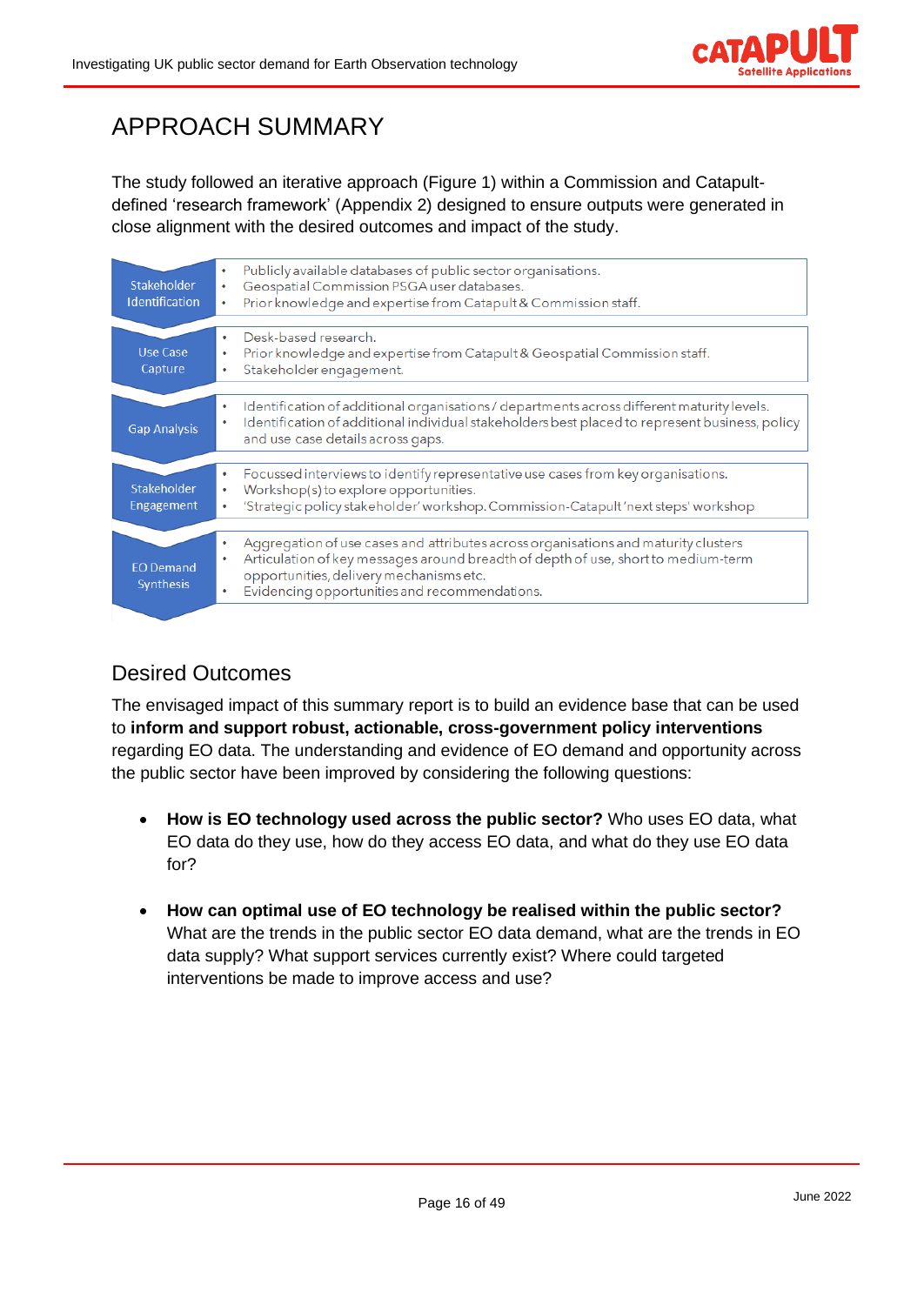# APPROACH SUMMARY

The study followed an iterative approach (Figure 1) within a Commission and Catapult-defined 'research framework' (Appendix 2) designed to ensure outputs were generated in close alignment with the desired outcomes and impact of the study.

| | |
|---|---|
| Stakeholder Identification | • Publicly available databases of public sector organisations.<br>• Geospatial Commission PSGA user databases.<br>• Prior knowledge and expertise from Catapult & Commission staff. |
| Use Case Capture | • Desk-based research.<br>• Prior knowledge and expertise from Catapult & Geospatial Commission staff.<br>• Stakeholder engagement. |
| Gap Analysis | • Identification of additional organisations / departments across different maturity levels.<br>• Identification of additional individual stakeholders best placed to represent business, policy and use case details across gaps. |
| Stakeholder Engagement | • Focussed interviews to identify representative use cases from key organisations.<br>• Workshop(s) to explore opportunities.<br>• 'Strategic policy stakeholder' workshop. Commission-Catapult 'next steps' workshop |
| EO Demand Synthesis | • Aggregation of use cases and attributes across organisations and maturity clusters<br>• Articulation of key messages around breadth of depth of use, short to medium-term opportunities, delivery mechanisms etc.<br>• Evidencing opportunities and recommendations. |

## Desired Outcomes

The envisaged impact of this summary report is to build an evidence base that can be used to **inform and support robust, actionable, cross-government policy interventions** regarding EO data. The understanding and evidence of EO demand and opportunity across the public sector have been improved by considering the following questions:

- **How is EO technology used across the public sector?** Who uses EO data, what EO data do they use, how do they access EO data, and what do they use EO data for?

- **How can optimal use of EO technology be realised within the public sector?** What are the trends in the public sector EO data demand, what are the trends in EO data supply? What support services currently exist? Where could targeted interventions be made to improve access and use?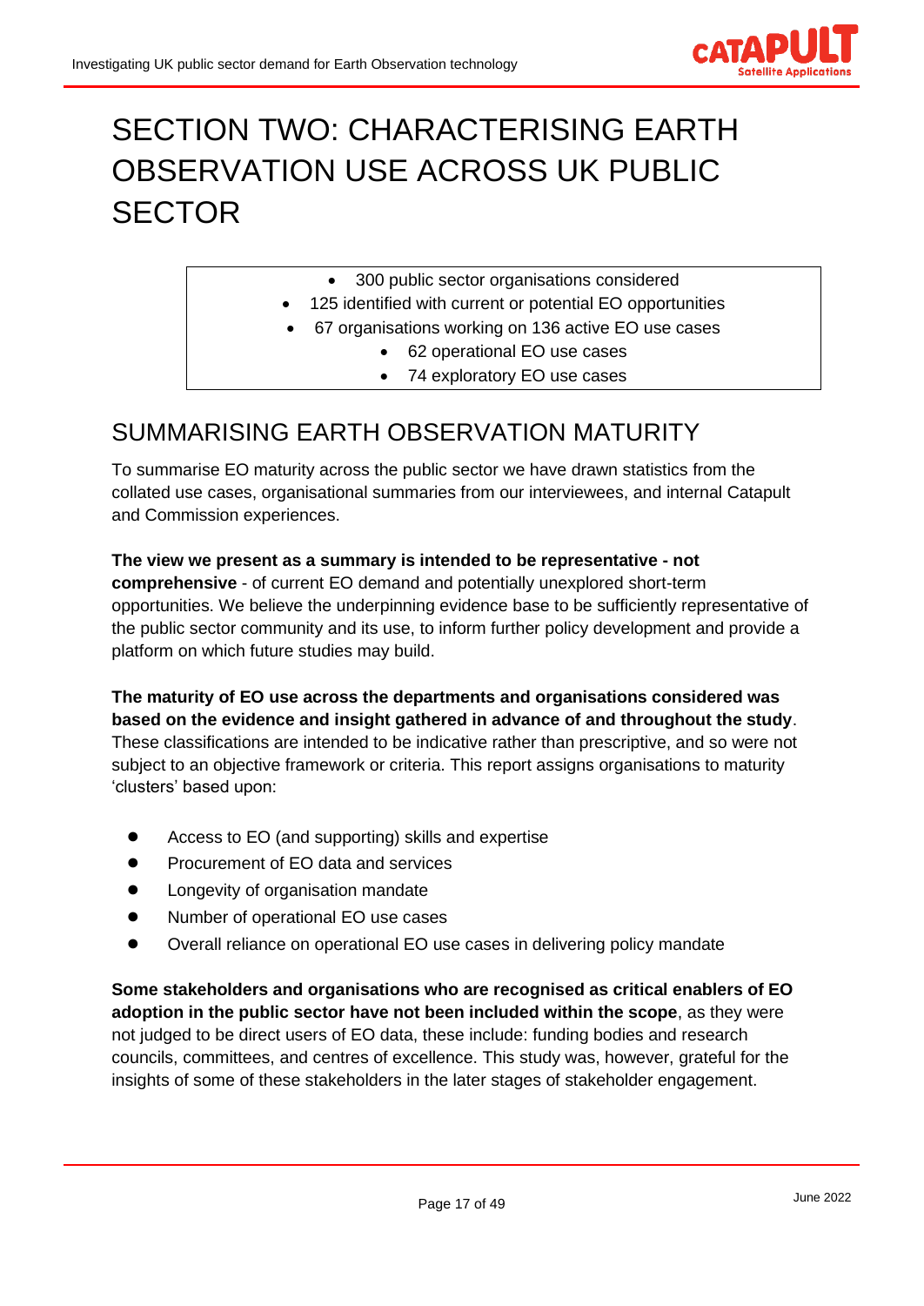# SECTION TWO: CHARACTERISING EARTH OBSERVATION USE ACROSS UK PUBLIC SECTOR

- 300 public sector organisations considered
- 125 identified with current or potential EO opportunities
- 67 organisations working on 136 active EO use cases
  - 62 operational EO use cases
  - 74 exploratory EO use cases

## SUMMARISING EARTH OBSERVATION MATURITY

To summarise EO maturity across the public sector we have drawn statistics from the collated use cases, organisational summaries from our interviewees, and internal Catapult and Commission experiences.

**The view we present as a summary is intended to be representative - not comprehensive** - of current EO demand and potentially unexplored short-term opportunities. We believe the underpinning evidence base to be sufficiently representative of the public sector community and its use, to inform further policy development and provide a platform on which future studies may build.

**The maturity of EO use across the departments and organisations considered was based on the evidence and insight gathered in advance of and throughout the study**. These classifications are intended to be indicative rather than prescriptive, and so were not subject to an objective framework or criteria. This report assigns organisations to maturity 'clusters' based upon:

- Access to EO (and supporting) skills and expertise
- Procurement of EO data and services
- Longevity of organisation mandate
- Number of operational EO use cases
- Overall reliance on operational EO use cases in delivering policy mandate

**Some stakeholders and organisations who are recognised as critical enablers of EO adoption in the public sector have not been included within the scope**, as they were not judged to be direct users of EO data, these include: funding bodies and research councils, committees, and centres of excellence. This study was, however, grateful for the insights of some of these stakeholders in the later stages of stakeholder engagement.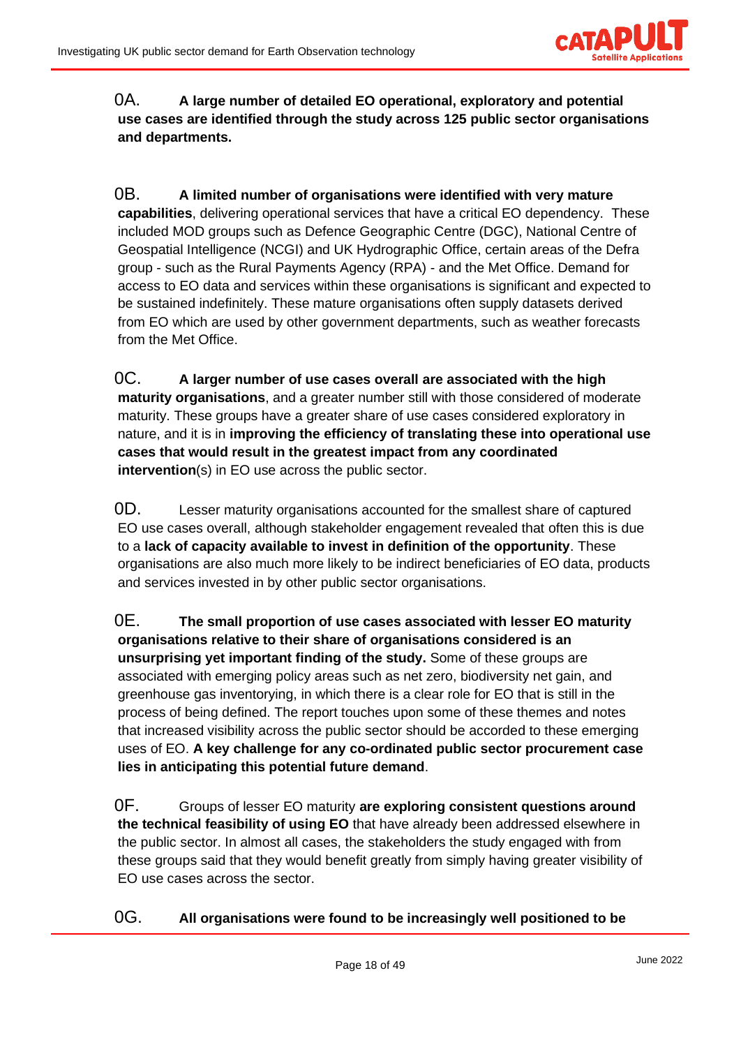0A. **A large number of detailed EO operational, exploratory and potential use cases are identified through the study across 125 public sector organisations and departments.**

0B. **A limited number of organisations were identified with very mature capabilities**, delivering operational services that have a critical EO dependency. These included MOD groups such as Defence Geographic Centre (DGC), National Centre of Geospatial Intelligence (NCGI) and UK Hydrographic Office, certain areas of the Defra group - such as the Rural Payments Agency (RPA) - and the Met Office. Demand for access to EO data and services within these organisations is significant and expected to be sustained indefinitely. These mature organisations often supply datasets derived from EO which are used by other government departments, such as weather forecasts from the Met Office.

0C. **A larger number of use cases overall are associated with the high maturity organisations**, and a greater number still with those considered of moderate maturity. These groups have a greater share of use cases considered exploratory in nature, and it is in **improving the efficiency of translating these into operational use cases that would result in the greatest impact from any coordinated intervention**(s) in EO use across the public sector.

0D. Lesser maturity organisations accounted for the smallest share of captured EO use cases overall, although stakeholder engagement revealed that often this is due to a **lack of capacity available to invest in definition of the opportunity**. These organisations are also much more likely to be indirect beneficiaries of EO data, products and services invested in by other public sector organisations.

0E. **The small proportion of use cases associated with lesser EO maturity organisations relative to their share of organisations considered is an unsurprising yet important finding of the study.** Some of these groups are associated with emerging policy areas such as net zero, biodiversity net gain, and greenhouse gas inventorying, in which there is a clear role for EO that is still in the process of being defined. The report touches upon some of these themes and notes that increased visibility across the public sector should be accorded to these emerging uses of EO. **A key challenge for any co-ordinated public sector procurement case lies in anticipating this potential future demand**.

0F. Groups of lesser EO maturity **are exploring consistent questions around the technical feasibility of using EO** that have already been addressed elsewhere in the public sector. In almost all cases, the stakeholders the study engaged with from these groups said that they would benefit greatly from simply having greater visibility of EO use cases across the sector.

0G. **All organisations were found to be increasingly well positioned to be**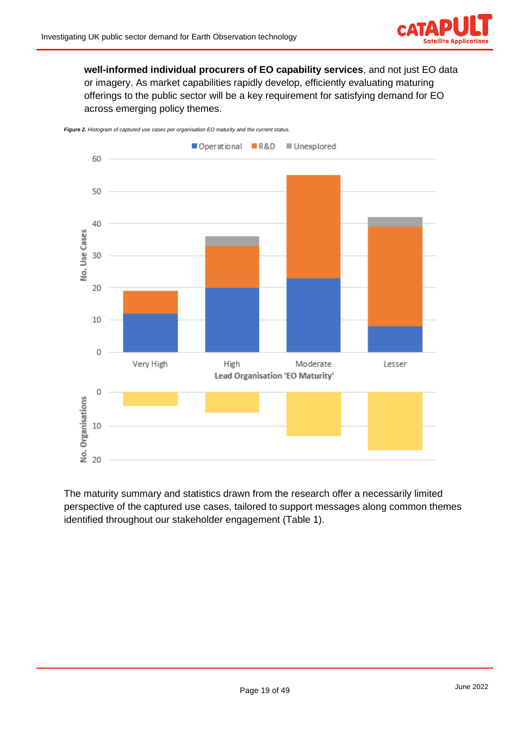**well-informed individual procurers of EO capability services**, and not just EO data or imagery. As market capabilities rapidly develop, efficiently evaluating maturing offerings to the public sector will be a key requirement for satisfying demand for EO across emerging policy themes.

***Figure 2.*** *Histogram of captured use cases per organisation EO maturity and the current status.*

The maturity summary and statistics drawn from the research offer a necessarily limited perspective of the captured use cases, tailored to support messages along common themes identified throughout our stakeholder engagement (Table 1).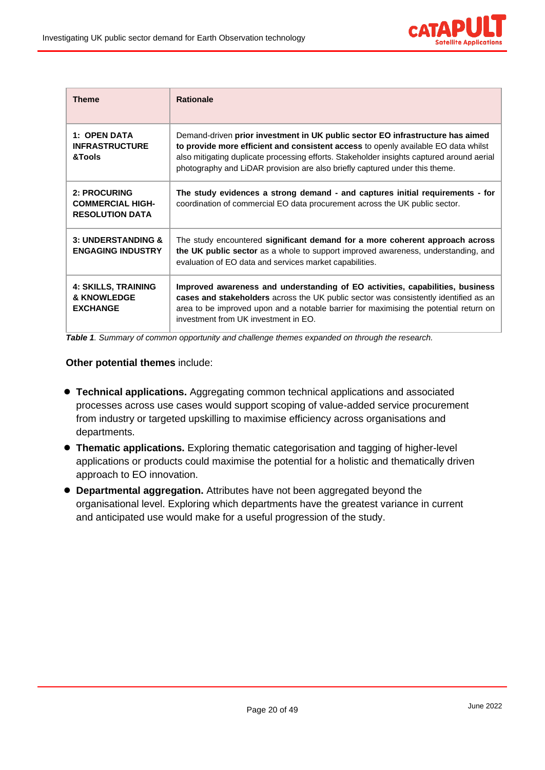| Theme | Rationale |
|---|---|
| **1: OPEN DATA INFRASTRUCTURE &Tools** | Demand-driven **prior investment in UK public sector EO infrastructure has aimed to provide more efficient and consistent access** to openly available EO data whilst also mitigating duplicate processing efforts. Stakeholder insights captured around aerial photography and LiDAR provision are also briefly captured under this theme. |
| **2: PROCURING COMMERCIAL HIGH-RESOLUTION DATA** | **The study evidences a strong demand - and captures initial requirements - for** coordination of commercial EO data procurement across the UK public sector. |
| **3: UNDERSTANDING & ENGAGING INDUSTRY** | The study encountered **significant demand for a more coherent approach across the UK public sector** as a whole to support improved awareness, understanding, and evaluation of EO data and services market capabilities. |
| **4: SKILLS, TRAINING & KNOWLEDGE EXCHANGE** | **Improved awareness and understanding of EO activities, capabilities, business cases and stakeholders** across the UK public sector was consistently identified as an area to be improved upon and a notable barrier for maximising the potential return on investment from UK investment in EO. |

***Table 1**. Summary of common opportunity and challenge themes expanded on through the research.*

**Other potential themes** include:

- **Technical applications.** Aggregating common technical applications and associated processes across use cases would support scoping of value-added service procurement from industry or targeted upskilling to maximise efficiency across organisations and departments.
- **Thematic applications.** Exploring thematic categorisation and tagging of higher-level applications or products could maximise the potential for a holistic and thematically driven approach to EO innovation.
- **Departmental aggregation.** Attributes have not been aggregated beyond the organisational level. Exploring which departments have the greatest variance in current and anticipated use would make for a useful progression of the study.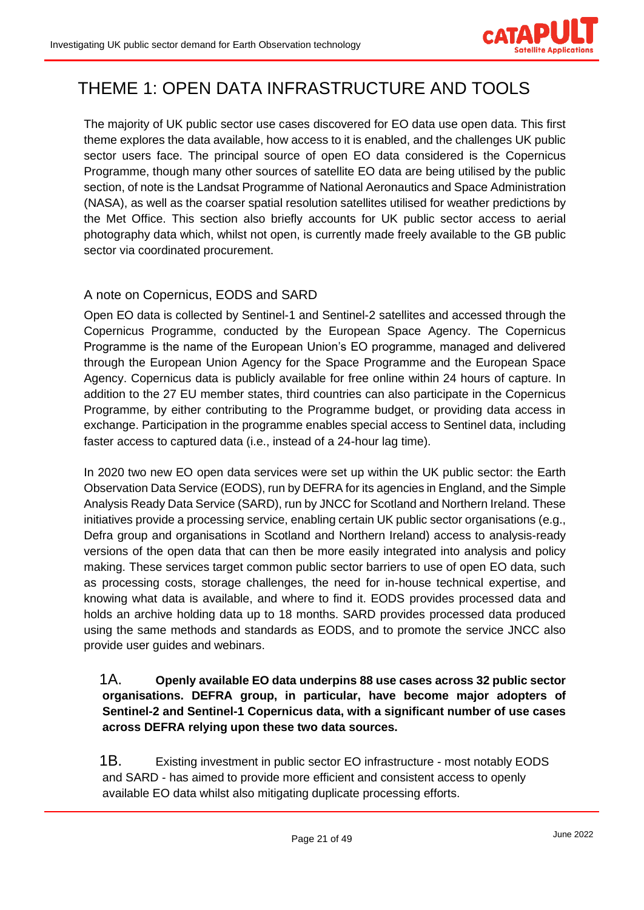# THEME 1: OPEN DATA INFRASTRUCTURE AND TOOLS

The majority of UK public sector use cases discovered for EO data use open data. This first theme explores the data available, how access to it is enabled, and the challenges UK public sector users face. The principal source of open EO data considered is the Copernicus Programme, though many other sources of satellite EO data are being utilised by the public section, of note is the Landsat Programme of National Aeronautics and Space Administration (NASA), as well as the coarser spatial resolution satellites utilised for weather predictions by the Met Office. This section also briefly accounts for UK public sector access to aerial photography data which, whilst not open, is currently made freely available to the GB public sector via coordinated procurement.

## A note on Copernicus, EODS and SARD

Open EO data is collected by Sentinel-1 and Sentinel-2 satellites and accessed through the Copernicus Programme, conducted by the European Space Agency. The Copernicus Programme is the name of the European Union's EO programme, managed and delivered through the European Union Agency for the Space Programme and the European Space Agency. Copernicus data is publicly available for free online within 24 hours of capture. In addition to the 27 EU member states, third countries can also participate in the Copernicus Programme, by either contributing to the Programme budget, or providing data access in exchange. Participation in the programme enables special access to Sentinel data, including faster access to captured data (i.e., instead of a 24-hour lag time).

In 2020 two new EO open data services were set up within the UK public sector: the Earth Observation Data Service (EODS), run by DEFRA for its agencies in England, and the Simple Analysis Ready Data Service (SARD), run by JNCC for Scotland and Northern Ireland. These initiatives provide a processing service, enabling certain UK public sector organisations (e.g., Defra group and organisations in Scotland and Northern Ireland) access to analysis-ready versions of the open data that can then be more easily integrated into analysis and policy making. These services target common public sector barriers to use of open EO data, such as processing costs, storage challenges, the need for in-house technical expertise, and knowing what data is available, and where to find it. EODS provides processed data and holds an archive holding data up to 18 months. SARD provides processed data produced using the same methods and standards as EODS, and to promote the service JNCC also provide user guides and webinars.

1A. **Openly available EO data underpins 88 use cases across 32 public sector organisations. DEFRA group, in particular, have become major adopters of Sentinel-2 and Sentinel-1 Copernicus data, with a significant number of use cases across DEFRA relying upon these two data sources.**

1B. Existing investment in public sector EO infrastructure - most notably EODS and SARD - has aimed to provide more efficient and consistent access to openly available EO data whilst also mitigating duplicate processing efforts.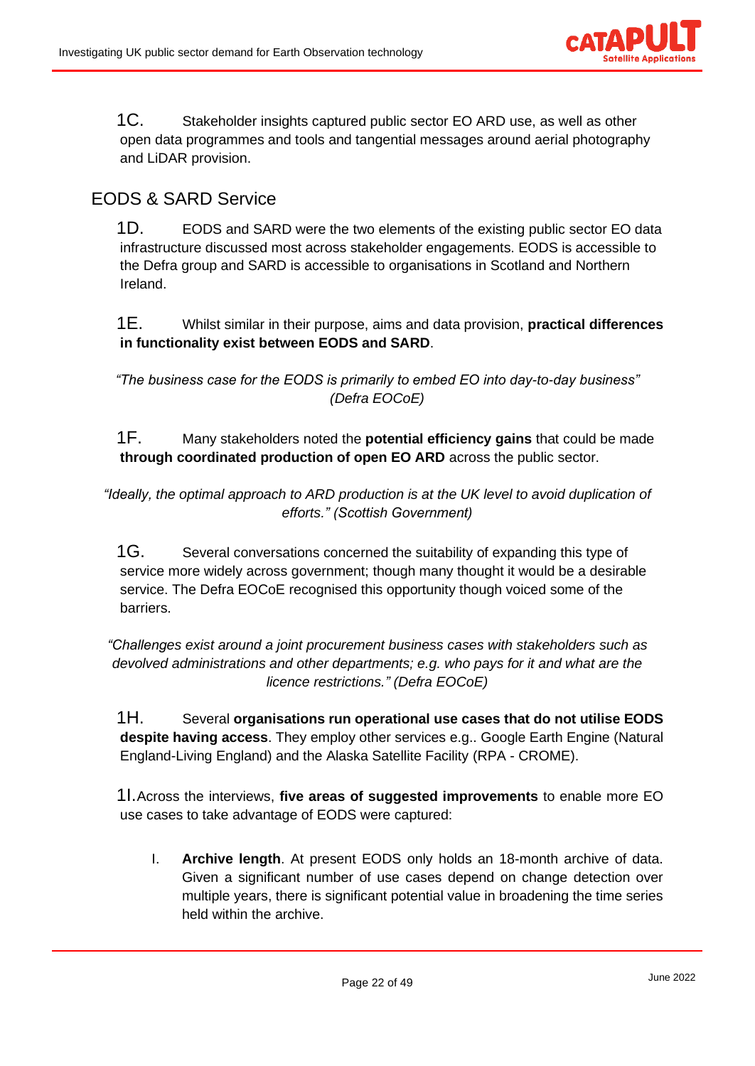1C. Stakeholder insights captured public sector EO ARD use, as well as other open data programmes and tools and tangential messages around aerial photography and LiDAR provision.

## EODS & SARD Service

1D. EODS and SARD were the two elements of the existing public sector EO data infrastructure discussed most across stakeholder engagements. EODS is accessible to the Defra group and SARD is accessible to organisations in Scotland and Northern Ireland.

1E. Whilst similar in their purpose, aims and data provision, **practical differences in functionality exist between EODS and SARD**.

*"The business case for the EODS is primarily to embed EO into day-to-day business" (Defra EOCoE)*

1F. Many stakeholders noted the **potential efficiency gains** that could be made **through coordinated production of open EO ARD** across the public sector.

*"Ideally, the optimal approach to ARD production is at the UK level to avoid duplication of efforts." (Scottish Government)*

1G. Several conversations concerned the suitability of expanding this type of service more widely across government; though many thought it would be a desirable service. The Defra EOCoE recognised this opportunity though voiced some of the barriers.

*"Challenges exist around a joint procurement business cases with stakeholders such as devolved administrations and other departments; e.g. who pays for it and what are the licence restrictions." (Defra EOCoE)*

1H. Several **organisations run operational use cases that do not utilise EODS despite having access**. They employ other services e.g.. Google Earth Engine (Natural England-Living England) and the Alaska Satellite Facility (RPA - CROME).

1I. Across the interviews, **five areas of suggested improvements** to enable more EO use cases to take advantage of EODS were captured:

I. **Archive length**. At present EODS only holds an 18-month archive of data. Given a significant number of use cases depend on change detection over multiple years, there is significant potential value in broadening the time series held within the archive.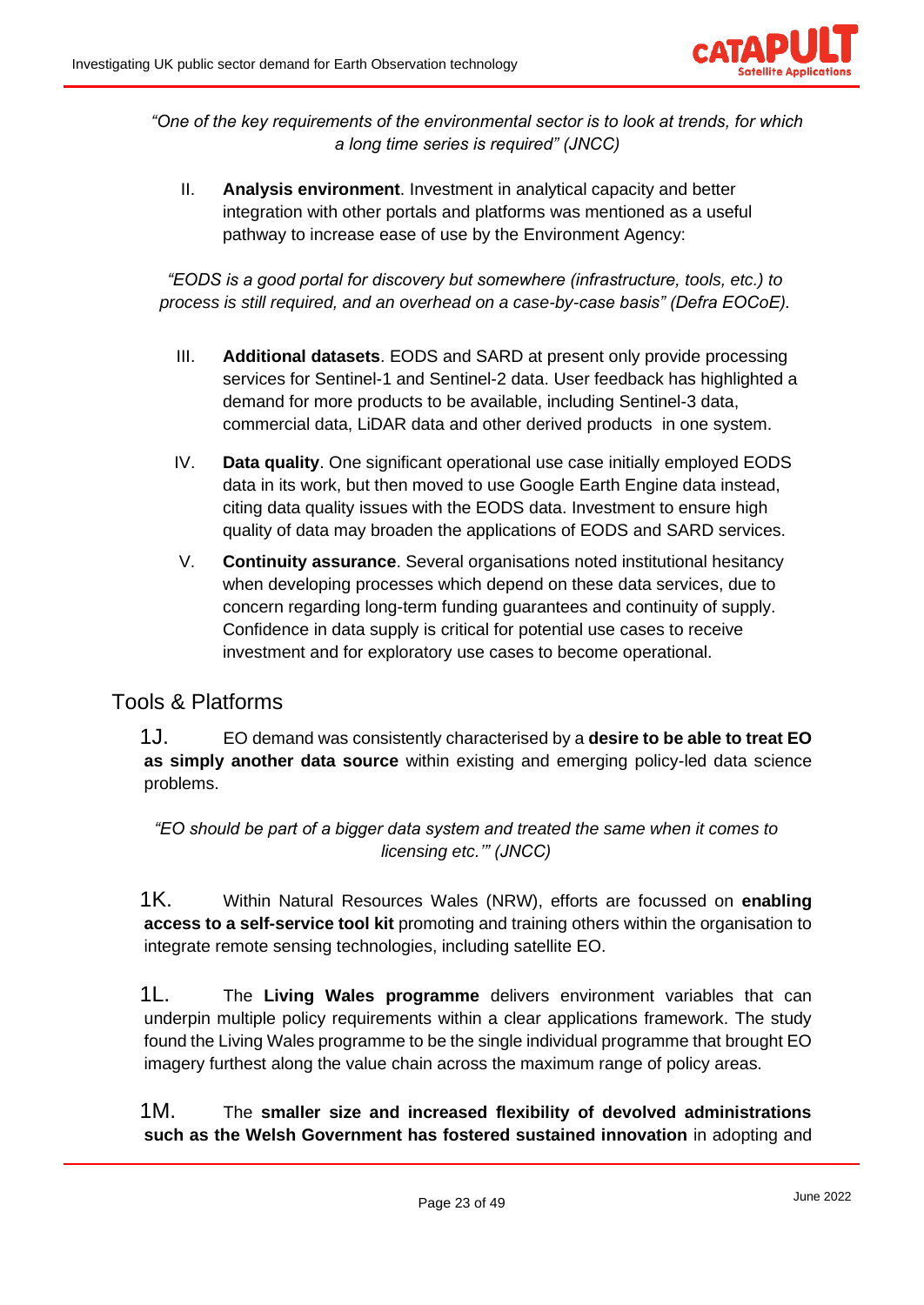*"One of the key requirements of the environmental sector is to look at trends, for which a long time series is required" (JNCC)*

II. **Analysis environment**. Investment in analytical capacity and better integration with other portals and platforms was mentioned as a useful pathway to increase ease of use by the Environment Agency:

*"EODS is a good portal for discovery but somewhere (infrastructure, tools, etc.) to process is still required, and an overhead on a case-by-case basis" (Defra EOCoE).*

III. **Additional datasets**. EODS and SARD at present only provide processing services for Sentinel-1 and Sentinel-2 data. User feedback has highlighted a demand for more products to be available, including Sentinel-3 data, commercial data, LiDAR data and other derived products in one system.

IV. **Data quality**. One significant operational use case initially employed EODS data in its work, but then moved to use Google Earth Engine data instead, citing data quality issues with the EODS data. Investment to ensure high quality of data may broaden the applications of EODS and SARD services.

V. **Continuity assurance**. Several organisations noted institutional hesitancy when developing processes which depend on these data services, due to concern regarding long-term funding guarantees and continuity of supply. Confidence in data supply is critical for potential use cases to receive investment and for exploratory use cases to become operational.

## Tools & Platforms

1J. EO demand was consistently characterised by a **desire to be able to treat EO as simply another data source** within existing and emerging policy-led data science problems.

*"EO should be part of a bigger data system and treated the same when it comes to licensing etc.'" (JNCC)*

1K. Within Natural Resources Wales (NRW), efforts are focussed on **enabling access to a self-service tool kit** promoting and training others within the organisation to integrate remote sensing technologies, including satellite EO.

1L. The **Living Wales programme** delivers environment variables that can underpin multiple policy requirements within a clear applications framework. The study found the Living Wales programme to be the single individual programme that brought EO imagery furthest along the value chain across the maximum range of policy areas.

1M. The **smaller size and increased flexibility of devolved administrations such as the Welsh Government has fostered sustained innovation** in adopting and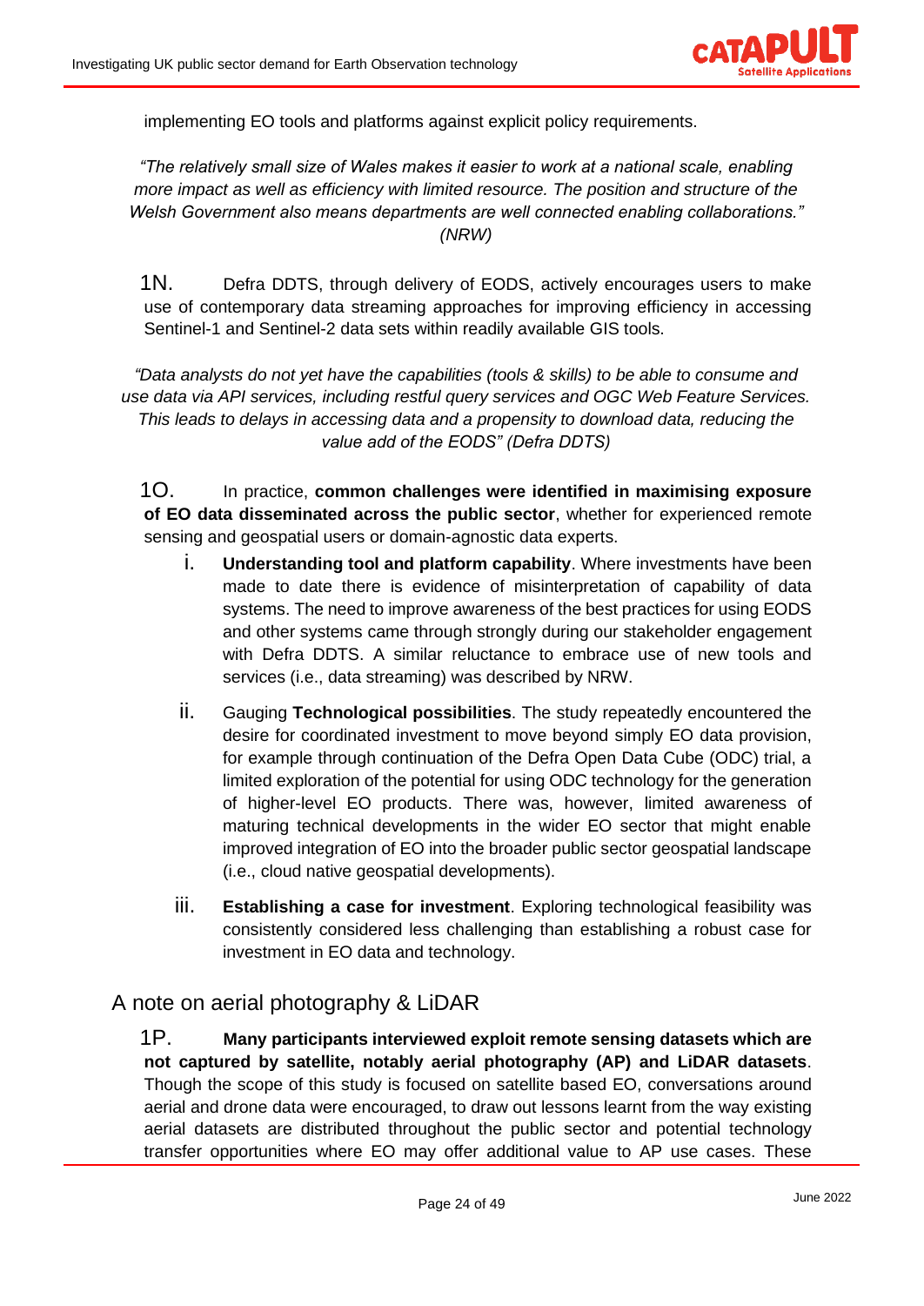implementing EO tools and platforms against explicit policy requirements.

*"The relatively small size of Wales makes it easier to work at a national scale, enabling more impact as well as efficiency with limited resource. The position and structure of the Welsh Government also means departments are well connected enabling collaborations." (NRW)*

1N. Defra DDTS, through delivery of EODS, actively encourages users to make use of contemporary data streaming approaches for improving efficiency in accessing Sentinel-1 and Sentinel-2 data sets within readily available GIS tools.

*"Data analysts do not yet have the capabilities (tools & skills) to be able to consume and use data via API services, including restful query services and OGC Web Feature Services. This leads to delays in accessing data and a propensity to download data, reducing the value add of the EODS" (Defra DDTS)*

1O. In practice, **common challenges were identified in maximising exposure of EO data disseminated across the public sector**, whether for experienced remote sensing and geospatial users or domain-agnostic data experts.

i. **Understanding tool and platform capability**. Where investments have been made to date there is evidence of misinterpretation of capability of data systems. The need to improve awareness of the best practices for using EODS and other systems came through strongly during our stakeholder engagement with Defra DDTS. A similar reluctance to embrace use of new tools and services (i.e., data streaming) was described by NRW.

ii. Gauging **Technological possibilities**. The study repeatedly encountered the desire for coordinated investment to move beyond simply EO data provision, for example through continuation of the Defra Open Data Cube (ODC) trial, a limited exploration of the potential for using ODC technology for the generation of higher-level EO products. There was, however, limited awareness of maturing technical developments in the wider EO sector that might enable improved integration of EO into the broader public sector geospatial landscape (i.e., cloud native geospatial developments).

iii. **Establishing a case for investment**. Exploring technological feasibility was consistently considered less challenging than establishing a robust case for investment in EO data and technology.

## A note on aerial photography & LiDAR

1P. **Many participants interviewed exploit remote sensing datasets which are not captured by satellite, notably aerial photography (AP) and LiDAR datasets**. Though the scope of this study is focused on satellite based EO, conversations around aerial and drone data were encouraged, to draw out lessons learnt from the way existing aerial datasets are distributed throughout the public sector and potential technology transfer opportunities where EO may offer additional value to AP use cases. These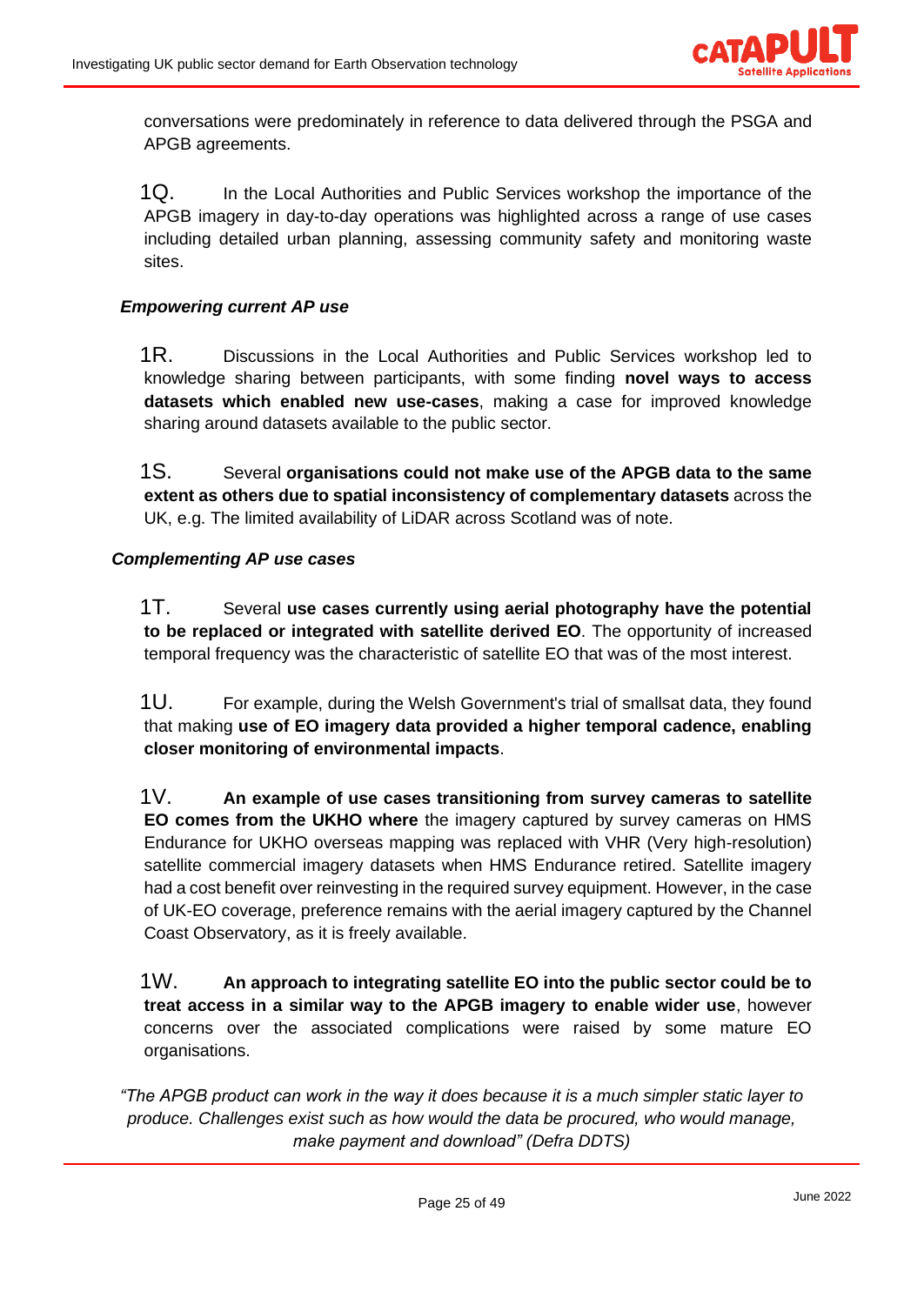conversations were predominately in reference to data delivered through the PSGA and APGB agreements.

1Q. In the Local Authorities and Public Services workshop the importance of the APGB imagery in day-to-day operations was highlighted across a range of use cases including detailed urban planning, assessing community safety and monitoring waste sites.

***Empowering current AP use***

1R. Discussions in the Local Authorities and Public Services workshop led to knowledge sharing between participants, with some finding **novel ways to access datasets which enabled new use-cases**, making a case for improved knowledge sharing around datasets available to the public sector.

1S. Several **organisations could not make use of the APGB data to the same extent as others due to spatial inconsistency of complementary datasets** across the UK, e.g. The limited availability of LiDAR across Scotland was of note.

***Complementing AP use cases***

1T. Several **use cases currently using aerial photography have the potential to be replaced or integrated with satellite derived EO**. The opportunity of increased temporal frequency was the characteristic of satellite EO that was of the most interest.

1U. For example, during the Welsh Government's trial of smallsat data, they found that making **use of EO imagery data provided a higher temporal cadence, enabling closer monitoring of environmental impacts**.

1V. **An example of use cases transitioning from survey cameras to satellite EO comes from the UKHO where** the imagery captured by survey cameras on HMS Endurance for UKHO overseas mapping was replaced with VHR (Very high-resolution) satellite commercial imagery datasets when HMS Endurance retired. Satellite imagery had a cost benefit over reinvesting in the required survey equipment. However, in the case of UK-EO coverage, preference remains with the aerial imagery captured by the Channel Coast Observatory, as it is freely available.

1W. **An approach to integrating satellite EO into the public sector could be to treat access in a similar way to the APGB imagery to enable wider use**, however concerns over the associated complications were raised by some mature EO organisations.

*"The APGB product can work in the way it does because it is a much simpler static layer to produce. Challenges exist such as how would the data be procured, who would manage, make payment and download" (Defra DDTS)*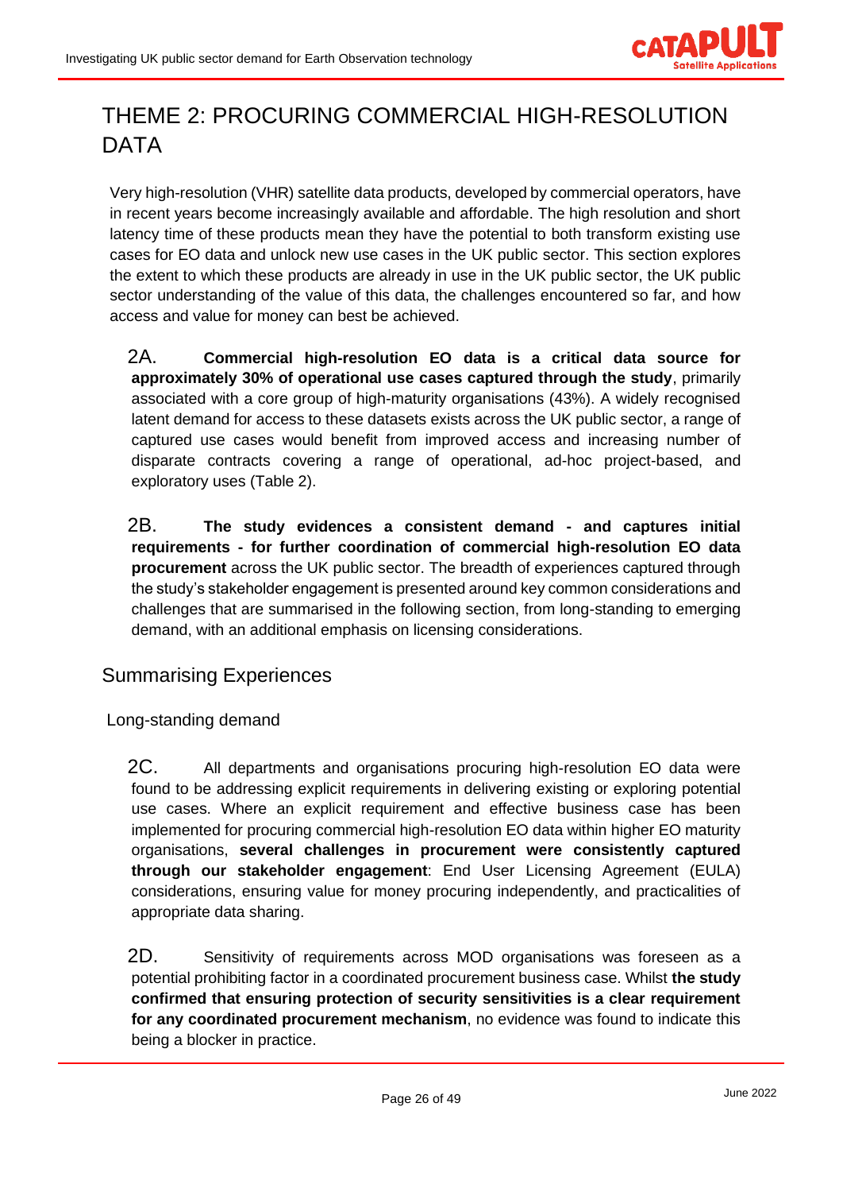# THEME 2: PROCURING COMMERCIAL HIGH-RESOLUTION DATA

Very high-resolution (VHR) satellite data products, developed by commercial operators, have in recent years become increasingly available and affordable. The high resolution and short latency time of these products mean they have the potential to both transform existing use cases for EO data and unlock new use cases in the UK public sector. This section explores the extent to which these products are already in use in the UK public sector, the UK public sector understanding of the value of this data, the challenges encountered so far, and how access and value for money can best be achieved.

2A. **Commercial high-resolution EO data is a critical data source for approximately 30% of operational use cases captured through the study**, primarily associated with a core group of high-maturity organisations (43%). A widely recognised latent demand for access to these datasets exists across the UK public sector, a range of captured use cases would benefit from improved access and increasing number of disparate contracts covering a range of operational, ad-hoc project-based, and exploratory uses (Table 2).

2B. **The study evidences a consistent demand - and captures initial requirements - for further coordination of commercial high-resolution EO data procurement** across the UK public sector. The breadth of experiences captured through the study's stakeholder engagement is presented around key common considerations and challenges that are summarised in the following section, from long-standing to emerging demand, with an additional emphasis on licensing considerations.

## Summarising Experiences

### Long-standing demand

2C. All departments and organisations procuring high-resolution EO data were found to be addressing explicit requirements in delivering existing or exploring potential use cases. Where an explicit requirement and effective business case has been implemented for procuring commercial high-resolution EO data within higher EO maturity organisations, **several challenges in procurement were consistently captured through our stakeholder engagement**: End User Licensing Agreement (EULA) considerations, ensuring value for money procuring independently, and practicalities of appropriate data sharing.

2D. Sensitivity of requirements across MOD organisations was foreseen as a potential prohibiting factor in a coordinated procurement business case. Whilst **the study confirmed that ensuring protection of security sensitivities is a clear requirement for any coordinated procurement mechanism**, no evidence was found to indicate this being a blocker in practice.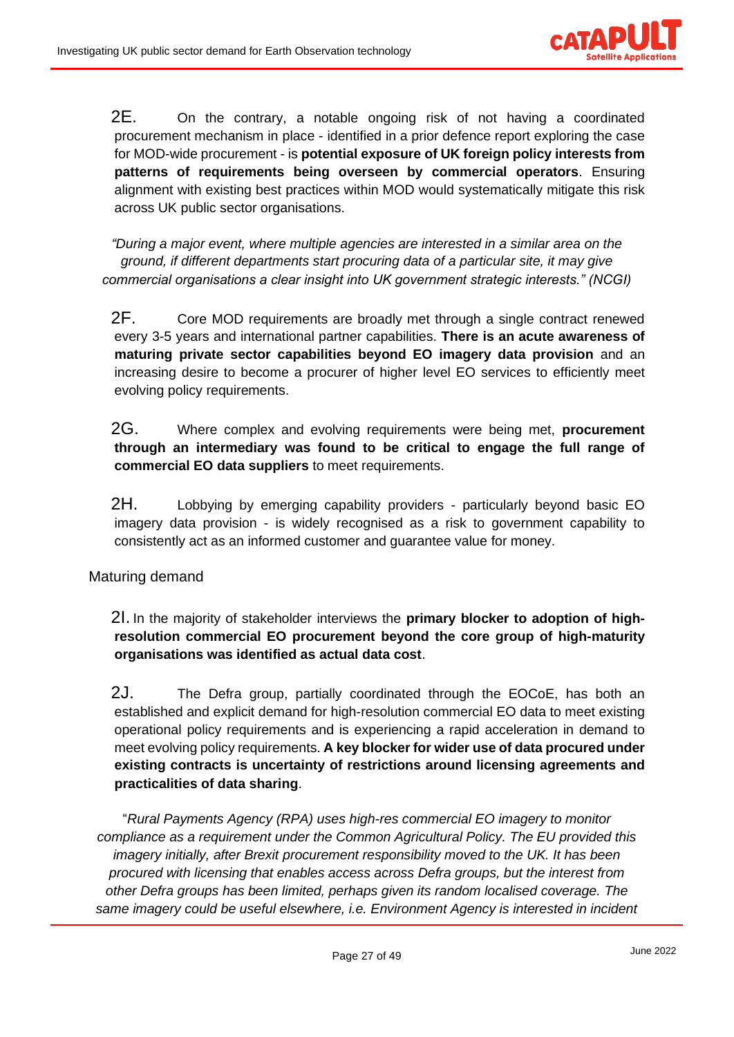2E. On the contrary, a notable ongoing risk of not having a coordinated procurement mechanism in place - identified in a prior defence report exploring the case for MOD-wide procurement - is **potential exposure of UK foreign policy interests from patterns of requirements being overseen by commercial operators**. Ensuring alignment with existing best practices within MOD would systematically mitigate this risk across UK public sector organisations.

*"During a major event, where multiple agencies are interested in a similar area on the ground, if different departments start procuring data of a particular site, it may give commercial organisations a clear insight into UK government strategic interests." (NCGI)*

2F. Core MOD requirements are broadly met through a single contract renewed every 3-5 years and international partner capabilities. **There is an acute awareness of maturing private sector capabilities beyond EO imagery data provision** and an increasing desire to become a procurer of higher level EO services to efficiently meet evolving policy requirements.

2G. Where complex and evolving requirements were being met, **procurement through an intermediary was found to be critical to engage the full range of commercial EO data suppliers** to meet requirements.

2H. Lobbying by emerging capability providers - particularly beyond basic EO imagery data provision - is widely recognised as a risk to government capability to consistently act as an informed customer and guarantee value for money.

Maturing demand

2I. In the majority of stakeholder interviews the **primary blocker to adoption of high-resolution commercial EO procurement beyond the core group of high-maturity organisations was identified as actual data cost**.

2J. The Defra group, partially coordinated through the EOCoE, has both an established and explicit demand for high-resolution commercial EO data to meet existing operational policy requirements and is experiencing a rapid acceleration in demand to meet evolving policy requirements. **A key blocker for wider use of data procured under existing contracts is uncertainty of restrictions around licensing agreements and practicalities of data sharing**.

"*Rural Payments Agency (RPA) uses high-res commercial EO imagery to monitor compliance as a requirement under the Common Agricultural Policy. The EU provided this imagery initially, after Brexit procurement responsibility moved to the UK. It has been procured with licensing that enables access across Defra groups, but the interest from other Defra groups has been limited, perhaps given its random localised coverage. The same imagery could be useful elsewhere, i.e. Environment Agency is interested in incident*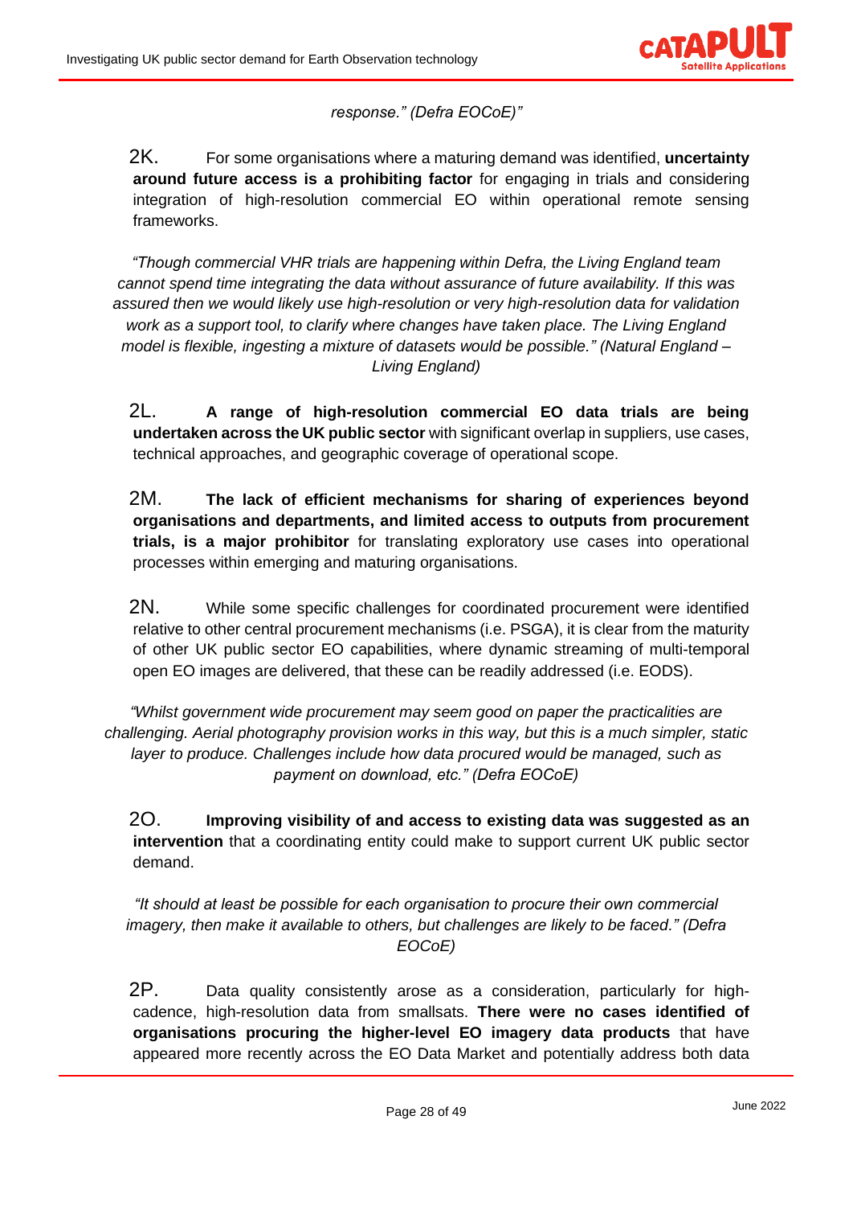*response." (Defra EOCoE)"*

2K. For some organisations where a maturing demand was identified, **uncertainty around future access is a prohibiting factor** for engaging in trials and considering integration of high-resolution commercial EO within operational remote sensing frameworks.

*"Though commercial VHR trials are happening within Defra, the Living England team cannot spend time integrating the data without assurance of future availability. If this was assured then we would likely use high-resolution or very high-resolution data for validation work as a support tool, to clarify where changes have taken place. The Living England model is flexible, ingesting a mixture of datasets would be possible." (Natural England – Living England)*

2L. **A range of high-resolution commercial EO data trials are being undertaken across the UK public sector** with significant overlap in suppliers, use cases, technical approaches, and geographic coverage of operational scope.

2M. **The lack of efficient mechanisms for sharing of experiences beyond organisations and departments, and limited access to outputs from procurement trials, is a major prohibitor** for translating exploratory use cases into operational processes within emerging and maturing organisations.

2N. While some specific challenges for coordinated procurement were identified relative to other central procurement mechanisms (i.e. PSGA), it is clear from the maturity of other UK public sector EO capabilities, where dynamic streaming of multi-temporal open EO images are delivered, that these can be readily addressed (i.e. EODS).

*"Whilst government wide procurement may seem good on paper the practicalities are challenging. Aerial photography provision works in this way, but this is a much simpler, static layer to produce. Challenges include how data procured would be managed, such as payment on download, etc." (Defra EOCoE)*

2O. **Improving visibility of and access to existing data was suggested as an intervention** that a coordinating entity could make to support current UK public sector demand.

*"It should at least be possible for each organisation to procure their own commercial imagery, then make it available to others, but challenges are likely to be faced." (Defra EOCoE)*

2P. Data quality consistently arose as a consideration, particularly for high-cadence, high-resolution data from smallsats. **There were no cases identified of organisations procuring the higher-level EO imagery data products** that have appeared more recently across the EO Data Market and potentially address both data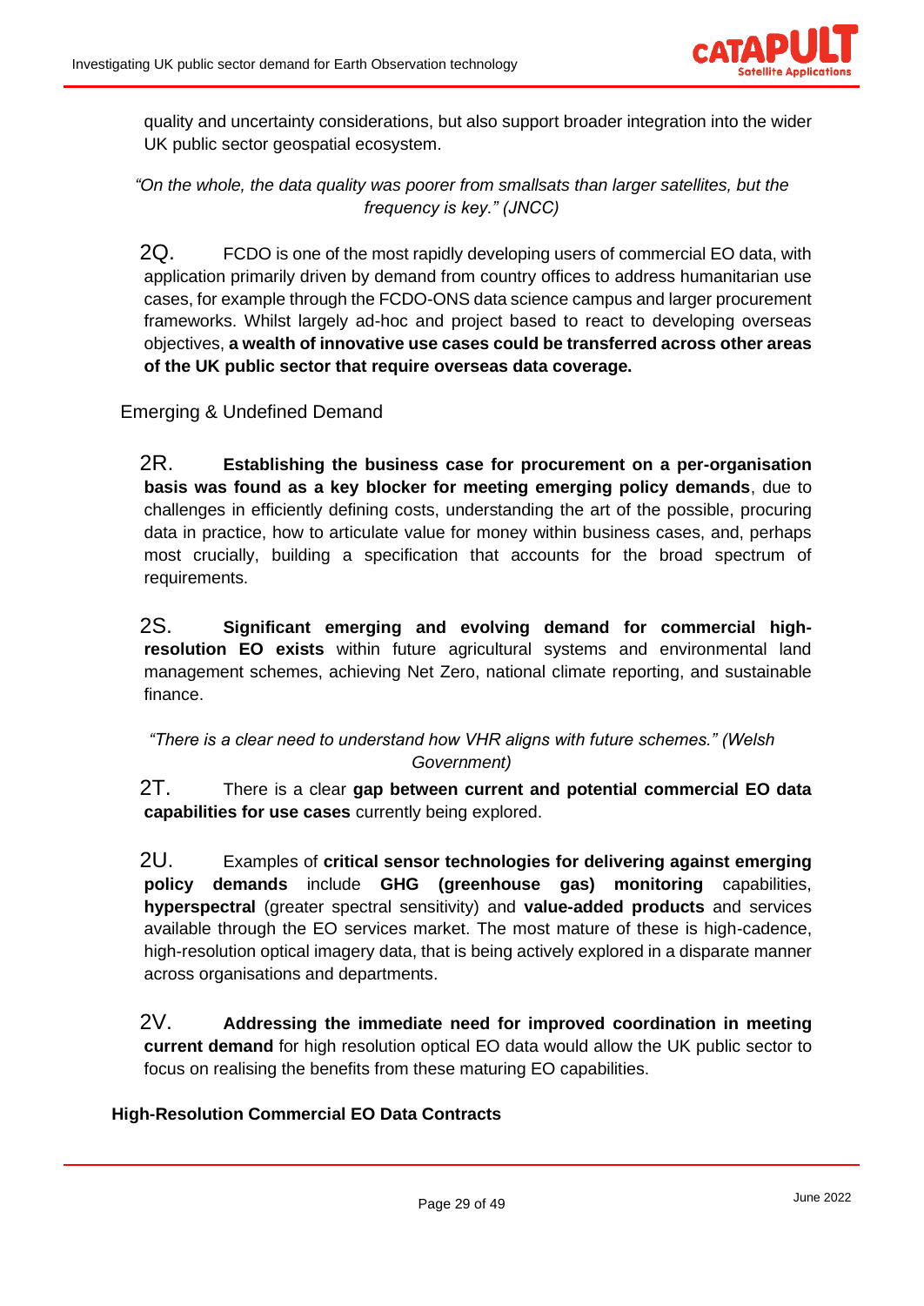quality and uncertainty considerations, but also support broader integration into the wider UK public sector geospatial ecosystem.

*"On the whole, the data quality was poorer from smallsats than larger satellites, but the frequency is key." (JNCC)*

2Q. FCDO is one of the most rapidly developing users of commercial EO data, with application primarily driven by demand from country offices to address humanitarian use cases, for example through the FCDO-ONS data science campus and larger procurement frameworks. Whilst largely ad-hoc and project based to react to developing overseas objectives, **a wealth of innovative use cases could be transferred across other areas of the UK public sector that require overseas data coverage.**

### Emerging & Undefined Demand

2R. **Establishing the business case for procurement on a per-organisation basis was found as a key blocker for meeting emerging policy demands**, due to challenges in efficiently defining costs, understanding the art of the possible, procuring data in practice, how to articulate value for money within business cases, and, perhaps most crucially, building a specification that accounts for the broad spectrum of requirements.

2S. **Significant emerging and evolving demand for commercial high-resolution EO exists** within future agricultural systems and environmental land management schemes, achieving Net Zero, national climate reporting, and sustainable finance.

*"There is a clear need to understand how VHR aligns with future schemes." (Welsh Government)*

2T. There is a clear **gap between current and potential commercial EO data capabilities for use cases** currently being explored.

2U. Examples of **critical sensor technologies for delivering against emerging policy demands** include **GHG (greenhouse gas) monitoring** capabilities, **hyperspectral** (greater spectral sensitivity) and **value-added products** and services available through the EO services market. The most mature of these is high-cadence, high-resolution optical imagery data, that is being actively explored in a disparate manner across organisations and departments.

2V. **Addressing the immediate need for improved coordination in meeting current demand** for high resolution optical EO data would allow the UK public sector to focus on realising the benefits from these maturing EO capabilities.

### High-Resolution Commercial EO Data Contracts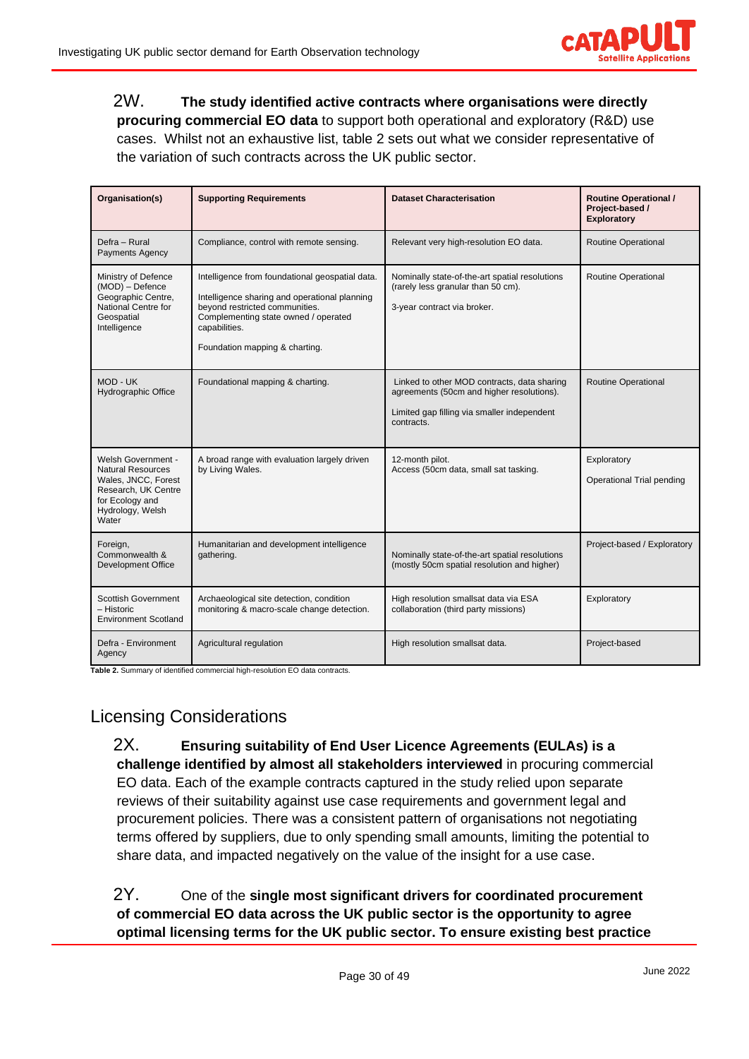2W. **The study identified active contracts where organisations were directly procuring commercial EO data** to support both operational and exploratory (R&D) use cases. Whilst not an exhaustive list, table 2 sets out what we consider representative of the variation of such contracts across the UK public sector.

| Organisation(s) | Supporting Requirements | Dataset Characterisation | Routine Operational / Project-based / Exploratory |
|---|---|---|---|
| Defra – Rural Payments Agency | Compliance, control with remote sensing. | Relevant very high-resolution EO data. | Routine Operational |
| Ministry of Defence (MOD) – Defence Geographic Centre, National Centre for Geospatial Intelligence | Intelligence from foundational geospatial data. Intelligence sharing and operational planning beyond restricted communities. Complementing state owned / operated capabilities. Foundation mapping & charting. | Nominally state-of-the-art spatial resolutions (rarely less granular than 50 cm). 3-year contract via broker. | Routine Operational |
| MOD - UK Hydrographic Office | Foundational mapping & charting. | Linked to other MOD contracts, data sharing agreements (50cm and higher resolutions). Limited gap filling via smaller independent contracts. | Routine Operational |
| Welsh Government - Natural Resources Wales, JNCC, Forest Research, UK Centre for Ecology and Hydrology, Welsh Water | A broad range with evaluation largely driven by Living Wales. | 12-month pilot. Access (50cm data, small sat tasking. | Exploratory<br>Operational Trial pending |
| Foreign, Commonwealth & Development Office | Humanitarian and development intelligence gathering. | Nominally state-of-the-art spatial resolutions (mostly 50cm spatial resolution and higher) | Project-based / Exploratory |
| Scottish Government – Historic Environment Scotland | Archaeological site detection, condition monitoring & macro-scale change detection. | High resolution smallsat data via ESA collaboration (third party missions) | Exploratory |
| Defra - Environment Agency | Agricultural regulation | High resolution smallsat data. | Project-based |

**Table 2.** Summary of identified commercial high-resolution EO data contracts.

## Licensing Considerations

2X. **Ensuring suitability of End User Licence Agreements (EULAs) is a challenge identified by almost all stakeholders interviewed** in procuring commercial EO data. Each of the example contracts captured in the study relied upon separate reviews of their suitability against use case requirements and government legal and procurement policies. There was a consistent pattern of organisations not negotiating terms offered by suppliers, due to only spending small amounts, limiting the potential to share data, and impacted negatively on the value of the insight for a use case.

2Y. One of the **single most significant drivers for coordinated procurement of commercial EO data across the UK public sector is the opportunity to agree optimal licensing terms for the UK public sector. To ensure existing best practice**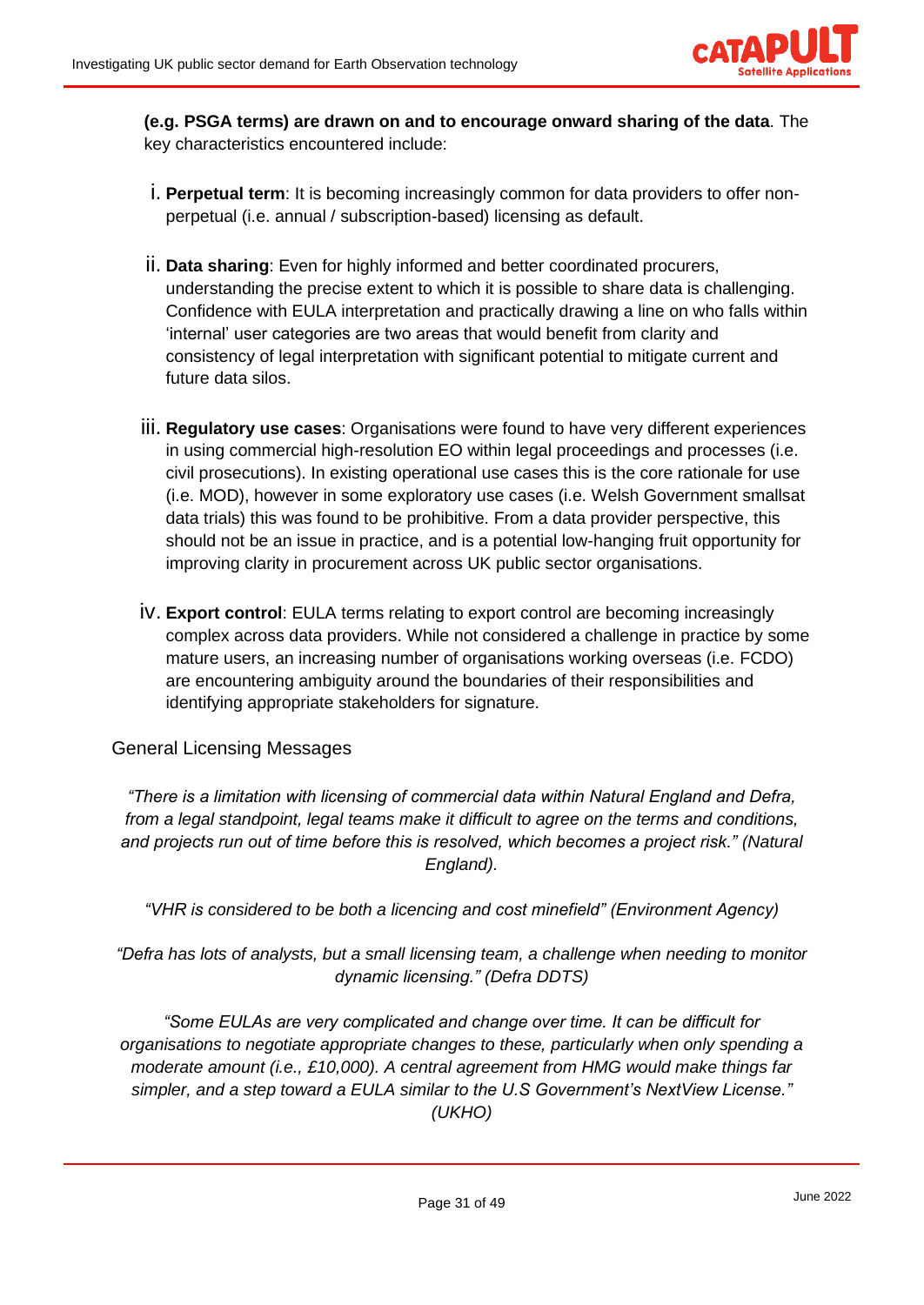**(e.g. PSGA terms) are drawn on and to encourage onward sharing of the data**. The key characteristics encountered include:

i. **Perpetual term**: It is becoming increasingly common for data providers to offer non-perpetual (i.e. annual / subscription-based) licensing as default.

ii. **Data sharing**: Even for highly informed and better coordinated procurers, understanding the precise extent to which it is possible to share data is challenging. Confidence with EULA interpretation and practically drawing a line on who falls within 'internal' user categories are two areas that would benefit from clarity and consistency of legal interpretation with significant potential to mitigate current and future data silos.

iii. **Regulatory use cases**: Organisations were found to have very different experiences in using commercial high-resolution EO within legal proceedings and processes (i.e. civil prosecutions). In existing operational use cases this is the core rationale for use (i.e. MOD), however in some exploratory use cases (i.e. Welsh Government smallsat data trials) this was found to be prohibitive. From a data provider perspective, this should not be an issue in practice, and is a potential low-hanging fruit opportunity for improving clarity in procurement across UK public sector organisations.

iv. **Export control**: EULA terms relating to export control are becoming increasingly complex across data providers. While not considered a challenge in practice by some mature users, an increasing number of organisations working overseas (i.e. FCDO) are encountering ambiguity around the boundaries of their responsibilities and identifying appropriate stakeholders for signature.

### General Licensing Messages

*"There is a limitation with licensing of commercial data within Natural England and Defra, from a legal standpoint, legal teams make it difficult to agree on the terms and conditions, and projects run out of time before this is resolved, which becomes a project risk." (Natural England).*

*"VHR is considered to be both a licencing and cost minefield" (Environment Agency)*

*"Defra has lots of analysts, but a small licensing team, a challenge when needing to monitor dynamic licensing." (Defra DDTS)*

*"Some EULAs are very complicated and change over time. It can be difficult for organisations to negotiate appropriate changes to these, particularly when only spending a moderate amount (i.e., £10,000). A central agreement from HMG would make things far simpler, and a step toward a EULA similar to the U.S Government's NextView License." (UKHO)*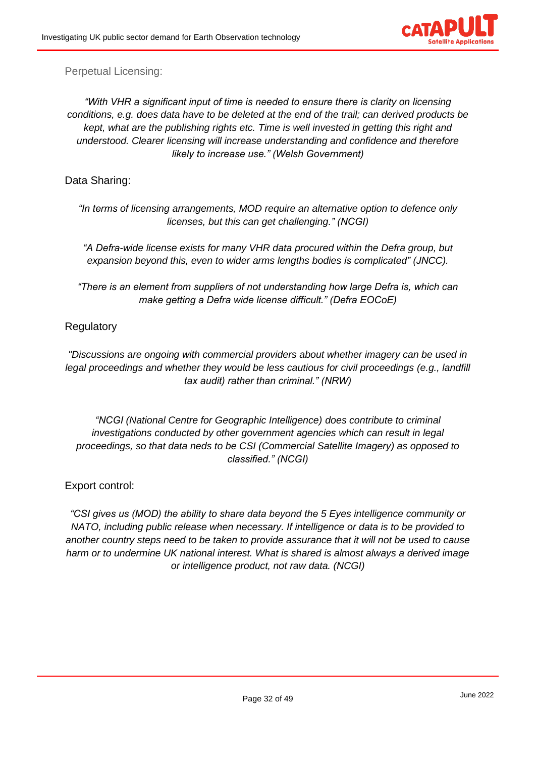Perpetual Licensing:

*“With VHR a significant input of time is needed to ensure there is clarity on licensing conditions, e.g. does data have to be deleted at the end of the trail; can derived products be kept, what are the publishing rights etc. Time is well invested in getting this right and understood. Clearer licensing will increase understanding and confidence and therefore likely to increase use.” (Welsh Government)*

Data Sharing:

*“In terms of licensing arrangements, MOD require an alternative option to defence only licenses, but this can get challenging.” (NCGI)*

*“A Defra-wide license exists for many VHR data procured within the Defra group, but expansion beyond this, even to wider arms lengths bodies is complicated” (JNCC).*

*“There is an element from suppliers of not understanding how large Defra is, which can make getting a Defra wide license difficult.” (Defra EOCoE)*

Regulatory

*"Discussions are ongoing with commercial providers about whether imagery can be used in legal proceedings and whether they would be less cautious for civil proceedings (e.g., landfill tax audit) rather than criminal.” (NRW)*

*“NCGI (National Centre for Geographic Intelligence) does contribute to criminal investigations conducted by other government agencies which can result in legal proceedings, so that data neds to be CSI (Commercial Satellite Imagery) as opposed to classified.” (NCGI)*

Export control:

*“CSI gives us (MOD) the ability to share data beyond the 5 Eyes intelligence community or NATO, including public release when necessary. If intelligence or data is to be provided to another country steps need to be taken to provide assurance that it will not be used to cause harm or to undermine UK national interest. What is shared is almost always a derived image or intelligence product, not raw data. (NCGI)*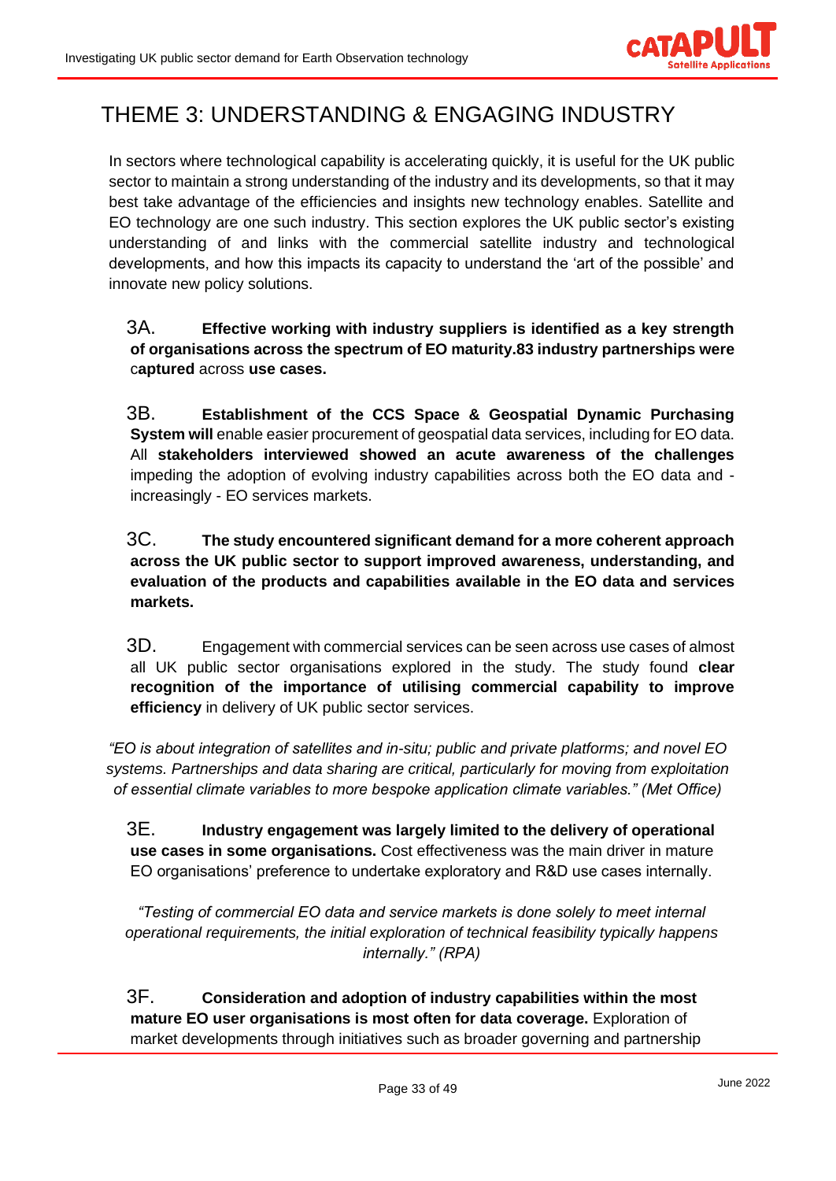# THEME 3: UNDERSTANDING & ENGAGING INDUSTRY

In sectors where technological capability is accelerating quickly, it is useful for the UK public sector to maintain a strong understanding of the industry and its developments, so that it may best take advantage of the efficiencies and insights new technology enables. Satellite and EO technology are one such industry. This section explores the UK public sector's existing understanding of and links with the commercial satellite industry and technological developments, and how this impacts its capacity to understand the 'art of the possible' and innovate new policy solutions.

3A. **Effective working with industry suppliers is identified as a key strength of organisations across the spectrum of EO maturity.83 industry partnerships were** c**aptured** across **use cases.**

3B. **Establishment of the CCS Space & Geospatial Dynamic Purchasing System will** enable easier procurement of geospatial data services, including for EO data. All **stakeholders interviewed showed an acute awareness of the challenges** impeding the adoption of evolving industry capabilities across both the EO data and - increasingly - EO services markets.

3C. **The study encountered significant demand for a more coherent approach across the UK public sector to support improved awareness, understanding, and evaluation of the products and capabilities available in the EO data and services markets.**

3D. Engagement with commercial services can be seen across use cases of almost all UK public sector organisations explored in the study. The study found **clear recognition of the importance of utilising commercial capability to improve efficiency** in delivery of UK public sector services.

*"EO is about integration of satellites and in-situ; public and private platforms; and novel EO systems. Partnerships and data sharing are critical, particularly for moving from exploitation of essential climate variables to more bespoke application climate variables." (Met Office)*

3E. **Industry engagement was largely limited to the delivery of operational use cases in some organisations.** Cost effectiveness was the main driver in mature EO organisations' preference to undertake exploratory and R&D use cases internally.

*"Testing of commercial EO data and service markets is done solely to meet internal operational requirements, the initial exploration of technical feasibility typically happens internally." (RPA)*

3F. **Consideration and adoption of industry capabilities within the most mature EO user organisations is most often for data coverage.** Exploration of market developments through initiatives such as broader governing and partnership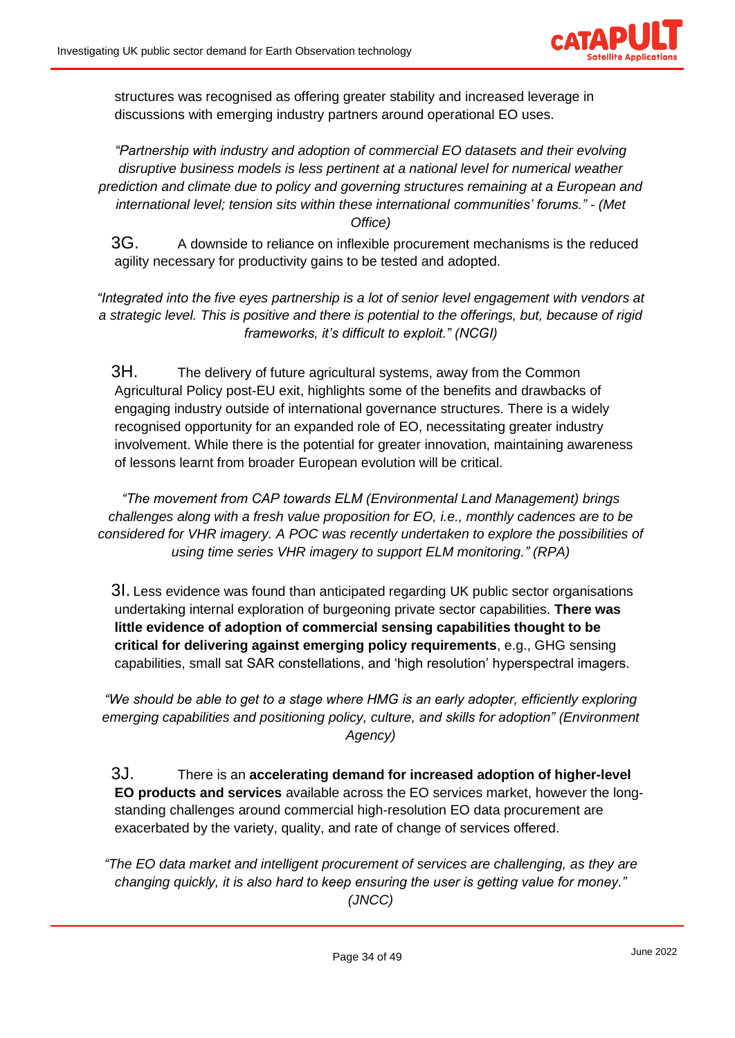structures was recognised as offering greater stability and increased leverage in discussions with emerging industry partners around operational EO uses.

*"Partnership with industry and adoption of commercial EO datasets and their evolving disruptive business models is less pertinent at a national level for numerical weather prediction and climate due to policy and governing structures remaining at a European and international level; tension sits within these international communities' forums." - (Met Office)*

3G. A downside to reliance on inflexible procurement mechanisms is the reduced agility necessary for productivity gains to be tested and adopted.

*"Integrated into the five eyes partnership is a lot of senior level engagement with vendors at a strategic level. This is positive and there is potential to the offerings, but, because of rigid frameworks, it's difficult to exploit." (NCGI)*

3H. The delivery of future agricultural systems, away from the Common Agricultural Policy post-EU exit, highlights some of the benefits and drawbacks of engaging industry outside of international governance structures. There is a widely recognised opportunity for an expanded role of EO, necessitating greater industry involvement. While there is the potential for greater innovation, maintaining awareness of lessons learnt from broader European evolution will be critical.

*"The movement from CAP towards ELM (Environmental Land Management) brings challenges along with a fresh value proposition for EO, i.e., monthly cadences are to be considered for VHR imagery. A POC was recently undertaken to explore the possibilities of using time series VHR imagery to support ELM monitoring." (RPA)*

3I. Less evidence was found than anticipated regarding UK public sector organisations undertaking internal exploration of burgeoning private sector capabilities. **There was little evidence of adoption of commercial sensing capabilities thought to be critical for delivering against emerging policy requirements**, e.g., GHG sensing capabilities, small sat SAR constellations, and 'high resolution' hyperspectral imagers.

*"We should be able to get to a stage where HMG is an early adopter, efficiently exploring emerging capabilities and positioning policy, culture, and skills for adoption" (Environment Agency)*

3J. There is an **accelerating demand for increased adoption of higher-level EO products and services** available across the EO services market, however the long-standing challenges around commercial high-resolution EO data procurement are exacerbated by the variety, quality, and rate of change of services offered.

*"The EO data market and intelligent procurement of services are challenging, as they are changing quickly, it is also hard to keep ensuring the user is getting value for money." (JNCC)*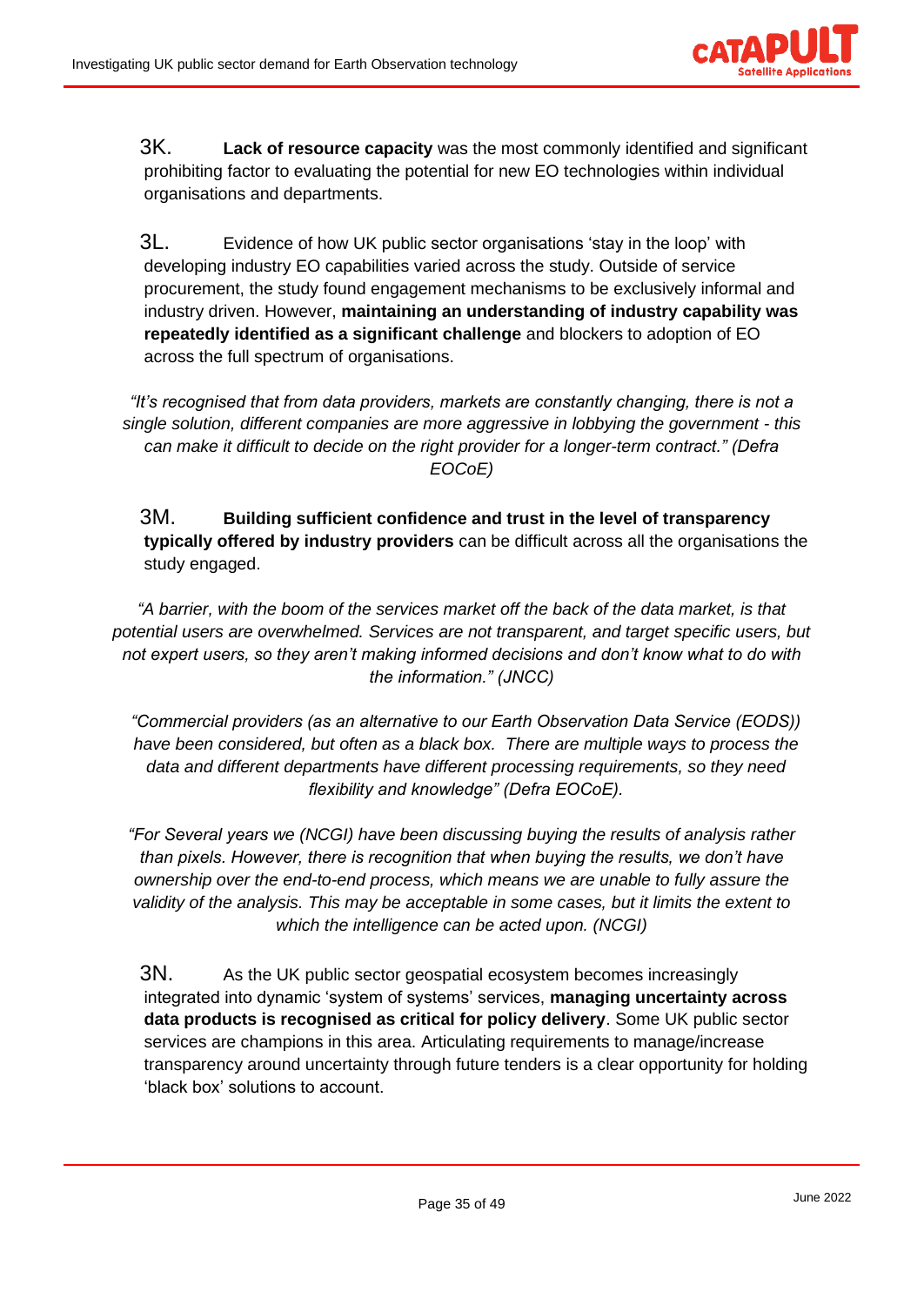3K. **Lack of resource capacity** was the most commonly identified and significant prohibiting factor to evaluating the potential for new EO technologies within individual organisations and departments.

3L. Evidence of how UK public sector organisations 'stay in the loop' with developing industry EO capabilities varied across the study. Outside of service procurement, the study found engagement mechanisms to be exclusively informal and industry driven. However, **maintaining an understanding of industry capability was repeatedly identified as a significant challenge** and blockers to adoption of EO across the full spectrum of organisations.

*"It's recognised that from data providers, markets are constantly changing, there is not a single solution, different companies are more aggressive in lobbying the government - this can make it difficult to decide on the right provider for a longer-term contract." (Defra EOCoE)*

3M. **Building sufficient confidence and trust in the level of transparency typically offered by industry providers** can be difficult across all the organisations the study engaged.

*"A barrier, with the boom of the services market off the back of the data market, is that potential users are overwhelmed. Services are not transparent, and target specific users, but not expert users, so they aren't making informed decisions and don't know what to do with the information." (JNCC)*

*"Commercial providers (as an alternative to our Earth Observation Data Service (EODS)) have been considered, but often as a black box. There are multiple ways to process the data and different departments have different processing requirements, so they need flexibility and knowledge" (Defra EOCoE).*

*"For Several years we (NCGI) have been discussing buying the results of analysis rather than pixels. However, there is recognition that when buying the results, we don't have ownership over the end-to-end process, which means we are unable to fully assure the validity of the analysis. This may be acceptable in some cases, but it limits the extent to which the intelligence can be acted upon. (NCGI)*

3N. As the UK public sector geospatial ecosystem becomes increasingly integrated into dynamic 'system of systems' services, **managing uncertainty across data products is recognised as critical for policy delivery**. Some UK public sector services are champions in this area. Articulating requirements to manage/increase transparency around uncertainty through future tenders is a clear opportunity for holding 'black box' solutions to account.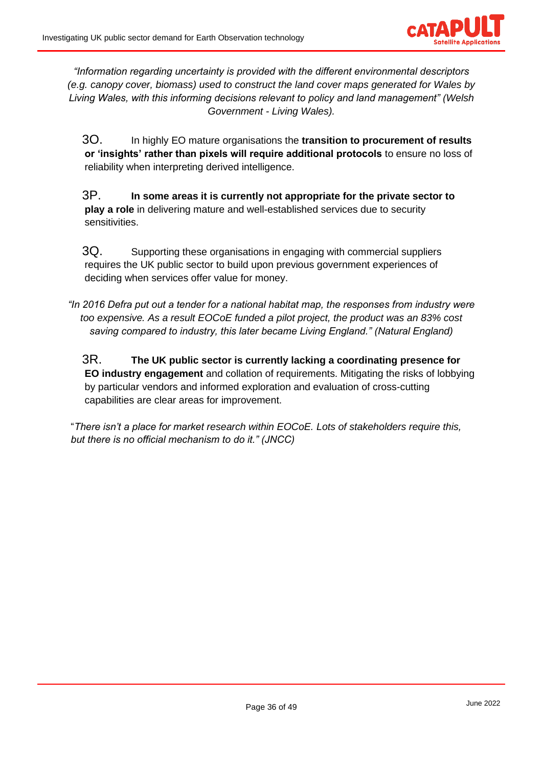*"Information regarding uncertainty is provided with the different environmental descriptors (e.g. canopy cover, biomass) used to construct the land cover maps generated for Wales by Living Wales, with this informing decisions relevant to policy and land management" (Welsh Government - Living Wales).*

3O. In highly EO mature organisations the **transition to procurement of results or 'insights' rather than pixels will require additional protocols** to ensure no loss of reliability when interpreting derived intelligence.

3P. **In some areas it is currently not appropriate for the private sector to play a role** in delivering mature and well-established services due to security sensitivities.

3Q. Supporting these organisations in engaging with commercial suppliers requires the UK public sector to build upon previous government experiences of deciding when services offer value for money.

*"In 2016 Defra put out a tender for a national habitat map, the responses from industry were too expensive. As a result EOCoE funded a pilot project, the product was an 83% cost saving compared to industry, this later became Living England." (Natural England)*

3R. **The UK public sector is currently lacking a coordinating presence for EO industry engagement** and collation of requirements. Mitigating the risks of lobbying by particular vendors and informed exploration and evaluation of cross-cutting capabilities are clear areas for improvement.

"*There isn't a place for market research within EOCoE. Lots of stakeholders require this, but there is no official mechanism to do it." (JNCC)*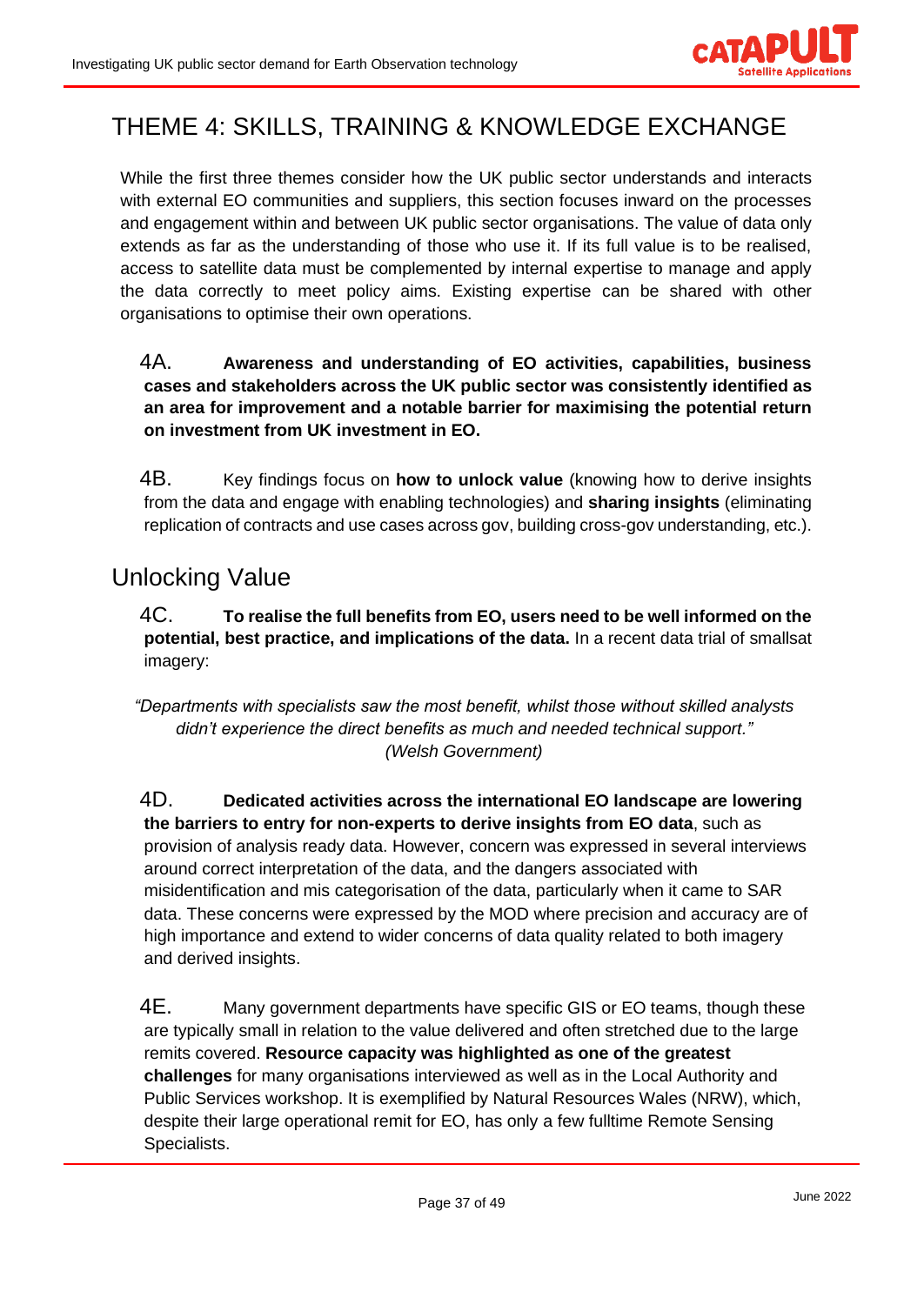# THEME 4: SKILLS, TRAINING & KNOWLEDGE EXCHANGE

While the first three themes consider how the UK public sector understands and interacts with external EO communities and suppliers, this section focuses inward on the processes and engagement within and between UK public sector organisations. The value of data only extends as far as the understanding of those who use it. If its full value is to be realised, access to satellite data must be complemented by internal expertise to manage and apply the data correctly to meet policy aims. Existing expertise can be shared with other organisations to optimise their own operations.

4A. **Awareness and understanding of EO activities, capabilities, business cases and stakeholders across the UK public sector was consistently identified as an area for improvement and a notable barrier for maximising the potential return on investment from UK investment in EO.**

4B. Key findings focus on **how to unlock value** (knowing how to derive insights from the data and engage with enabling technologies) and **sharing insights** (eliminating replication of contracts and use cases across gov, building cross-gov understanding, etc.).

## Unlocking Value

4C. **To realise the full benefits from EO, users need to be well informed on the potential, best practice, and implications of the data.** In a recent data trial of smallsat imagery:

*"Departments with specialists saw the most benefit, whilst those without skilled analysts didn't experience the direct benefits as much and needed technical support."* *(Welsh Government)*

4D. **Dedicated activities across the international EO landscape are lowering the barriers to entry for non-experts to derive insights from EO data**, such as provision of analysis ready data. However, concern was expressed in several interviews around correct interpretation of the data, and the dangers associated with misidentification and mis categorisation of the data, particularly when it came to SAR data. These concerns were expressed by the MOD where precision and accuracy are of high importance and extend to wider concerns of data quality related to both imagery and derived insights.

4E. Many government departments have specific GIS or EO teams, though these are typically small in relation to the value delivered and often stretched due to the large remits covered. **Resource capacity was highlighted as one of the greatest challenges** for many organisations interviewed as well as in the Local Authority and Public Services workshop. It is exemplified by Natural Resources Wales (NRW), which, despite their large operational remit for EO, has only a few fulltime Remote Sensing Specialists.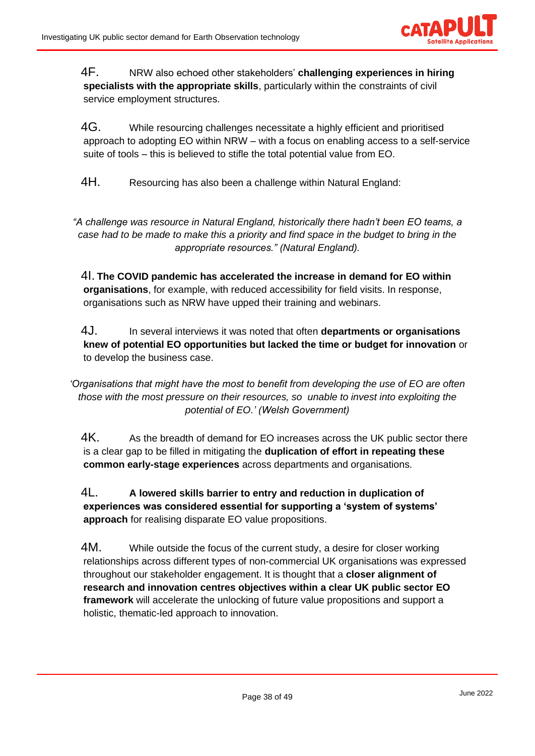4F. NRW also echoed other stakeholders' **challenging experiences in hiring specialists with the appropriate skills**, particularly within the constraints of civil service employment structures.

4G. While resourcing challenges necessitate a highly efficient and prioritised approach to adopting EO within NRW – with a focus on enabling access to a self-service suite of tools – this is believed to stifle the total potential value from EO.

4H. Resourcing has also been a challenge within Natural England:

*"A challenge was resource in Natural England, historically there hadn't been EO teams, a case had to be made to make this a priority and find space in the budget to bring in the appropriate resources." (Natural England).*

4I. **The COVID pandemic has accelerated the increase in demand for EO within organisations**, for example, with reduced accessibility for field visits. In response, organisations such as NRW have upped their training and webinars.

4J. In several interviews it was noted that often **departments or organisations knew of potential EO opportunities but lacked the time or budget for innovation** or to develop the business case.

*'Organisations that might have the most to benefit from developing the use of EO are often those with the most pressure on their resources, so unable to invest into exploiting the potential of EO.' (Welsh Government)*

4K. As the breadth of demand for EO increases across the UK public sector there is a clear gap to be filled in mitigating the **duplication of effort in repeating these common early-stage experiences** across departments and organisations.

4L. **A lowered skills barrier to entry and reduction in duplication of experiences was considered essential for supporting a 'system of systems' approach** for realising disparate EO value propositions.

4M. While outside the focus of the current study, a desire for closer working relationships across different types of non-commercial UK organisations was expressed throughout our stakeholder engagement. It is thought that a **closer alignment of research and innovation centres objectives within a clear UK public sector EO framework** will accelerate the unlocking of future value propositions and support a holistic, thematic-led approach to innovation.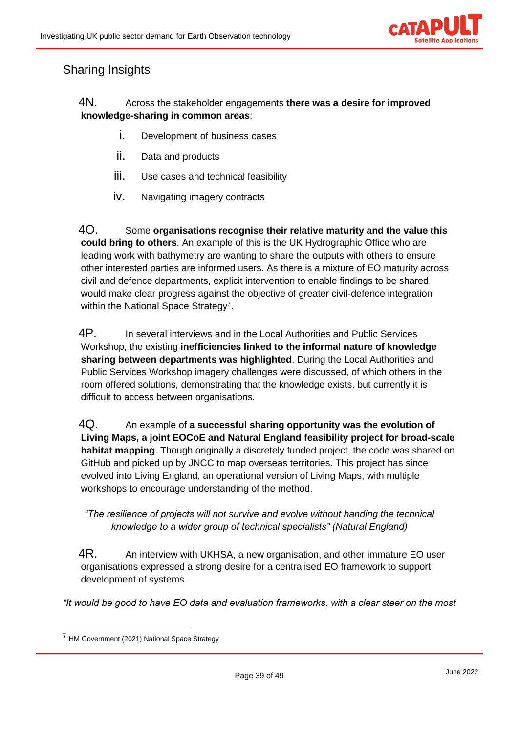## Sharing Insights

4N. Across the stakeholder engagements **there was a desire for improved knowledge-sharing in common areas**:

i. Development of business cases
ii. Data and products
iii. Use cases and technical feasibility
iv. Navigating imagery contracts

4O. Some **organisations recognise their relative maturity and the value this could bring to others**. An example of this is the UK Hydrographic Office who are leading work with bathymetry are wanting to share the outputs with others to ensure other interested parties are informed users. As there is a mixture of EO maturity across civil and defence departments, explicit intervention to enable findings to be shared would make clear progress against the objective of greater civil-defence integration within the National Space Strategy[7].

4P. In several interviews and in the Local Authorities and Public Services Workshop, the existing **inefficiencies linked to the informal nature of knowledge sharing between departments was highlighted**. During the Local Authorities and Public Services Workshop imagery challenges were discussed, of which others in the room offered solutions, demonstrating that the knowledge exists, but currently it is difficult to access between organisations.

4Q. An example of **a successful sharing opportunity was the evolution of Living Maps, a joint EOCoE and Natural England feasibility project for broad-scale habitat mapping**. Though originally a discretely funded project, the code was shared on GitHub and picked up by JNCC to map overseas territories. This project has since evolved into Living England, an operational version of Living Maps, with multiple workshops to encourage understanding of the method.

*"The resilience of projects will not survive and evolve without handing the technical knowledge to a wider group of technical specialists" (Natural England)*

4R. An interview with UKHSA, a new organisation, and other immature EO user organisations expressed a strong desire for a centralised EO framework to support development of systems.

*"It would be good to have EO data and evaluation frameworks, with a clear steer on the most*

[7] HM Government (2021) National Space Strategy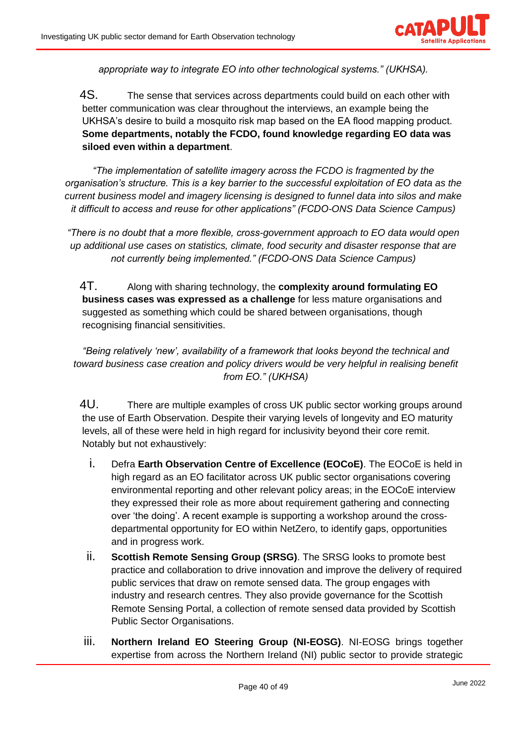*appropriate way to integrate EO into other technological systems." (UKHSA).*

4S. The sense that services across departments could build on each other with better communication was clear throughout the interviews, an example being the UKHSA's desire to build a mosquito risk map based on the EA flood mapping product. **Some departments, notably the FCDO, found knowledge regarding EO data was siloed even within a department**.

*"The implementation of satellite imagery across the FCDO is fragmented by the organisation's structure. This is a key barrier to the successful exploitation of EO data as the current business model and imagery licensing is designed to funnel data into silos and make it difficult to access and reuse for other applications" (FCDO-ONS Data Science Campus)*

*"There is no doubt that a more flexible, cross-government approach to EO data would open up additional use cases on statistics, climate, food security and disaster response that are not currently being implemented." (FCDO-ONS Data Science Campus)*

4T. Along with sharing technology, the **complexity around formulating EO business cases was expressed as a challenge** for less mature organisations and suggested as something which could be shared between organisations, though recognising financial sensitivities.

*"Being relatively 'new', availability of a framework that looks beyond the technical and toward business case creation and policy drivers would be very helpful in realising benefit from EO." (UKHSA)*

4U. There are multiple examples of cross UK public sector working groups around the use of Earth Observation. Despite their varying levels of longevity and EO maturity levels, all of these were held in high regard for inclusivity beyond their core remit. Notably but not exhaustively:

i. Defra **Earth Observation Centre of Excellence (EOCoE)**. The EOCoE is held in high regard as an EO facilitator across UK public sector organisations covering environmental reporting and other relevant policy areas; in the EOCoE interview they expressed their role as more about requirement gathering and connecting over 'the doing'. A recent example is supporting a workshop around the cross-departmental opportunity for EO within NetZero, to identify gaps, opportunities and in progress work.

ii. **Scottish Remote Sensing Group (SRSG)**. The SRSG looks to promote best practice and collaboration to drive innovation and improve the delivery of required public services that draw on remote sensed data. The group engages with industry and research centres. They also provide governance for the Scottish Remote Sensing Portal, a collection of remote sensed data provided by Scottish Public Sector Organisations.

iii. **Northern Ireland EO Steering Group (NI-EOSG)**. NI-EOSG brings together expertise from across the Northern Ireland (NI) public sector to provide strategic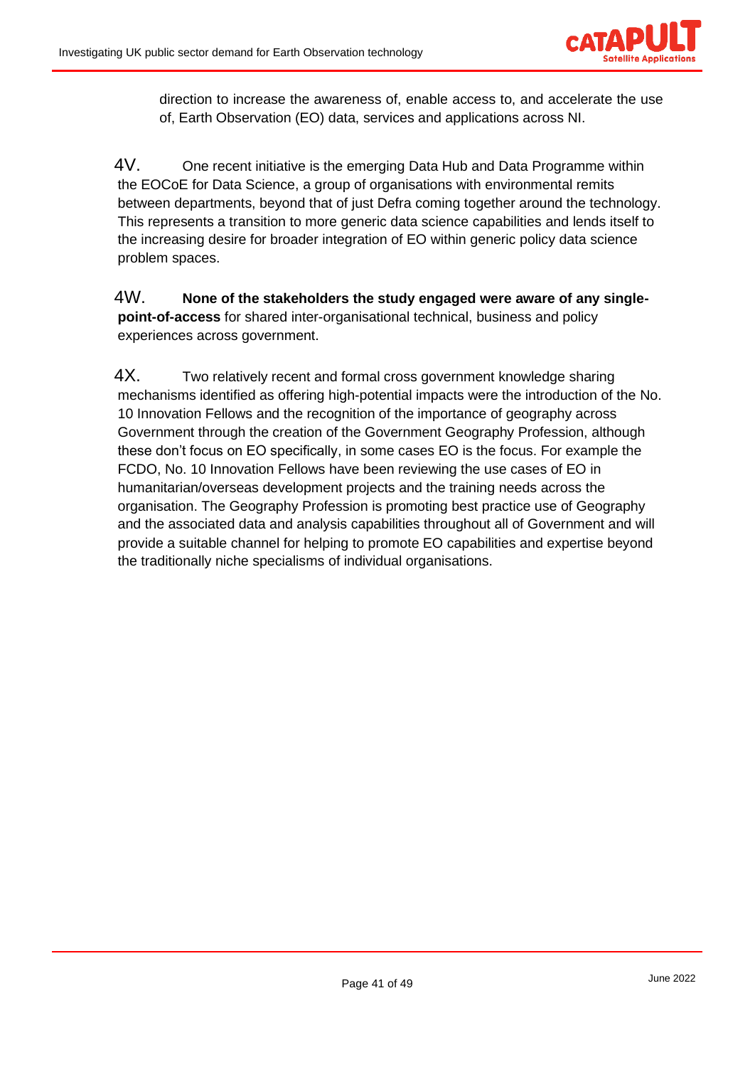direction to increase the awareness of, enable access to, and accelerate the use of, Earth Observation (EO) data, services and applications across NI.

4V. One recent initiative is the emerging Data Hub and Data Programme within the EOCoE for Data Science, a group of organisations with environmental remits between departments, beyond that of just Defra coming together around the technology. This represents a transition to more generic data science capabilities and lends itself to the increasing desire for broader integration of EO within generic policy data science problem spaces.

4W. **None of the stakeholders the study engaged were aware of any single-point-of-access** for shared inter-organisational technical, business and policy experiences across government.

4X. Two relatively recent and formal cross government knowledge sharing mechanisms identified as offering high-potential impacts were the introduction of the No. 10 Innovation Fellows and the recognition of the importance of geography across Government through the creation of the Government Geography Profession, although these don't focus on EO specifically, in some cases EO is the focus. For example the FCDO, No. 10 Innovation Fellows have been reviewing the use cases of EO in humanitarian/overseas development projects and the training needs across the organisation. The Geography Profession is promoting best practice use of Geography and the associated data and analysis capabilities throughout all of Government and will provide a suitable channel for helping to promote EO capabilities and expertise beyond the traditionally niche specialisms of individual organisations.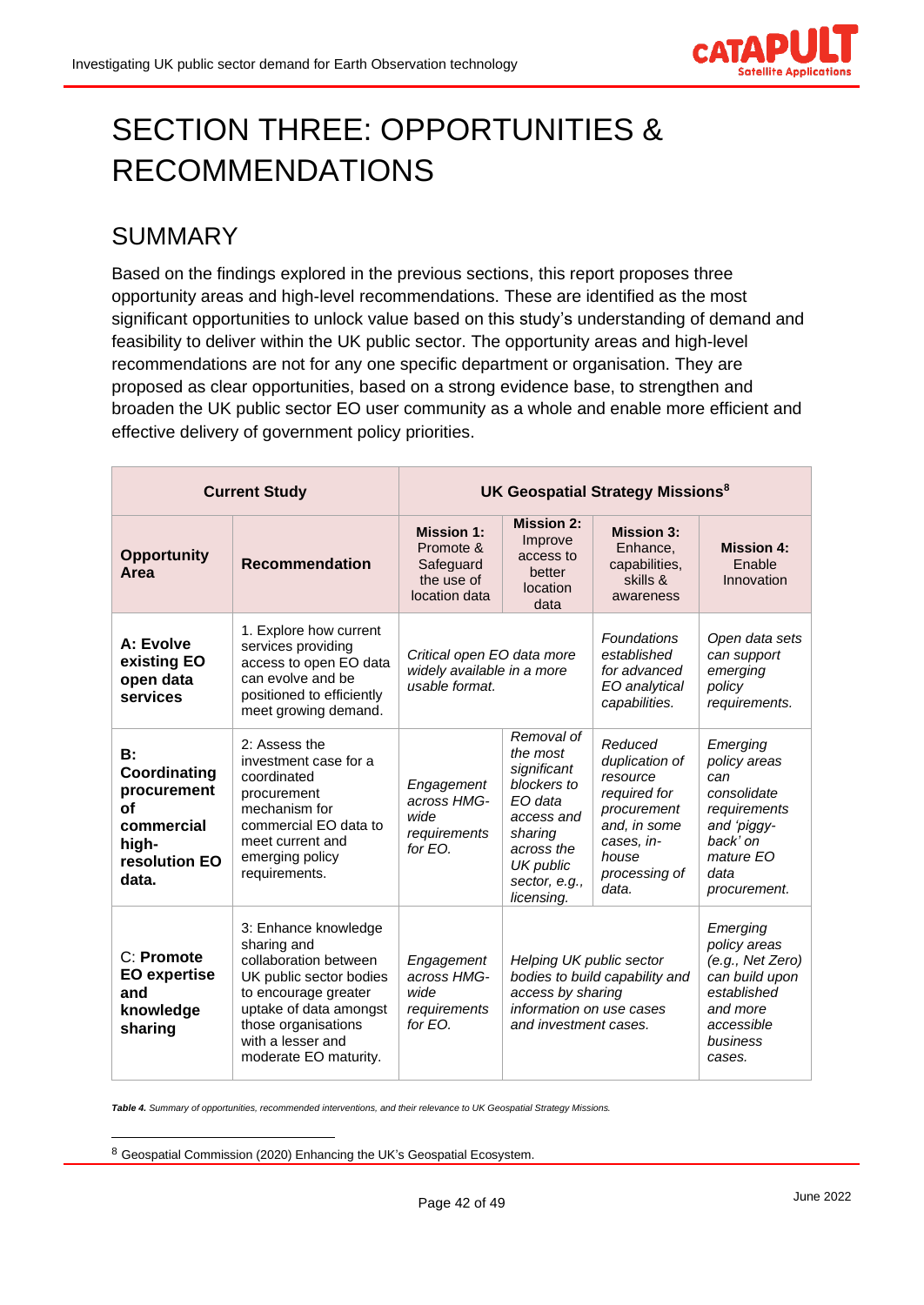# SECTION THREE: OPPORTUNITIES & RECOMMENDATIONS

## SUMMARY

Based on the findings explored in the previous sections, this report proposes three opportunity areas and high-level recommendations. These are identified as the most significant opportunities to unlock value based on this study's understanding of demand and feasibility to deliver within the UK public sector. The opportunity areas and high-level recommendations are not for any one specific department or organisation. They are proposed as clear opportunities, based on a strong evidence base, to strengthen and broaden the UK public sector EO user community as a whole and enable more efficient and effective delivery of government policy priorities.

| Current Study | | UK Geospatial Strategy Missions[8] | | | |
|---|---|---|---|---|---|
| **Opportunity Area** | **Recommendation** | **Mission 1:** Promote & Safeguard the use of location data | **Mission 2:** Improve access to better location data | **Mission 3:** Enhance, capabilities, skills & awareness | **Mission 4:** Enable Innovation |
| **A: Evolve existing EO open data services** | 1. Explore how current services providing access to open EO data can evolve and be positioned to efficiently meet growing demand. | *Critical open EO data more widely available in a more usable format.* | | *Foundations established for advanced EO analytical capabilities.* | *Open data sets can support emerging policy requirements.* |
| **B: Coordinating procurement of commercial high-resolution EO data.** | 2: Assess the investment case for a coordinated procurement mechanism for commercial EO data to meet current and emerging policy requirements. | *Engagement across HMG-wide requirements for EO.* | *Removal of the most significant blockers to EO data access and sharing across the UK public sector, e.g., licensing.* | *Reduced duplication of resource required for procurement and, in some cases, in-house processing of data.* | *Emerging policy areas can consolidate requirements and 'piggy-back' on mature EO data procurement.* |
| C: **Promote EO expertise and knowledge sharing** | 3: Enhance knowledge sharing and collaboration between UK public sector bodies to encourage greater uptake of data amongst those organisations with a lesser and moderate EO maturity. | *Engagement across HMG-wide requirements for EO.* | *Helping UK public sector bodies to build capability and access by sharing information on use cases and investment cases.* | | *Emerging policy areas (e.g., Net Zero) can build upon established and more accessible business cases.* |

***Table 4.*** *Summary of opportunities, recommended interventions, and their relevance to UK Geospatial Strategy Missions.*

[8] Geospatial Commission (2020) Enhancing the UK's Geospatial Ecosystem.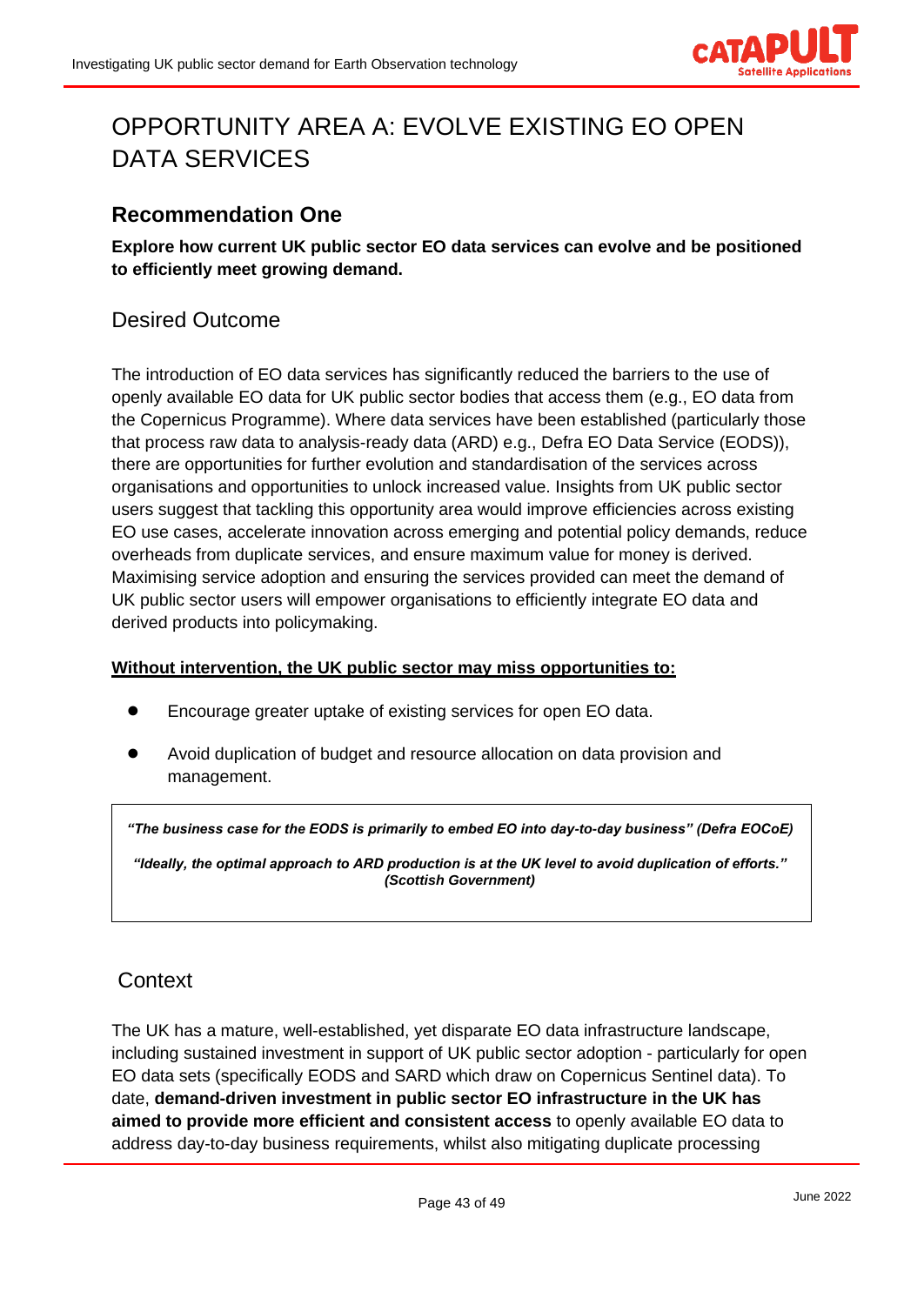# OPPORTUNITY AREA A: EVOLVE EXISTING EO OPEN DATA SERVICES

## Recommendation One

**Explore how current UK public sector EO data services can evolve and be positioned to efficiently meet growing demand.**

### Desired Outcome

The introduction of EO data services has significantly reduced the barriers to the use of openly available EO data for UK public sector bodies that access them (e.g., EO data from the Copernicus Programme). Where data services have been established (particularly those that process raw data to analysis-ready data (ARD) e.g., Defra EO Data Service (EODS)), there are opportunities for further evolution and standardisation of the services across organisations and opportunities to unlock increased value. Insights from UK public sector users suggest that tackling this opportunity area would improve efficiencies across existing EO use cases, accelerate innovation across emerging and potential policy demands, reduce overheads from duplicate services, and ensure maximum value for money is derived. Maximising service adoption and ensuring the services provided can meet the demand of UK public sector users will empower organisations to efficiently integrate EO data and derived products into policymaking.

**Without intervention, the UK public sector may miss opportunities to:**

- Encourage greater uptake of existing services for open EO data.
- Avoid duplication of budget and resource allocation on data provision and management.

> ***"The business case for the EODS is primarily to embed EO into day-to-day business" (Defra EOCoE)***
>
> ***"Ideally, the optimal approach to ARD production is at the UK level to avoid duplication of efforts." (Scottish Government)***

### Context

The UK has a mature, well-established, yet disparate EO data infrastructure landscape, including sustained investment in support of UK public sector adoption - particularly for open EO data sets (specifically EODS and SARD which draw on Copernicus Sentinel data). To date, **demand-driven investment in public sector EO infrastructure in the UK has aimed to provide more efficient and consistent access** to openly available EO data to address day-to-day business requirements, whilst also mitigating duplicate processing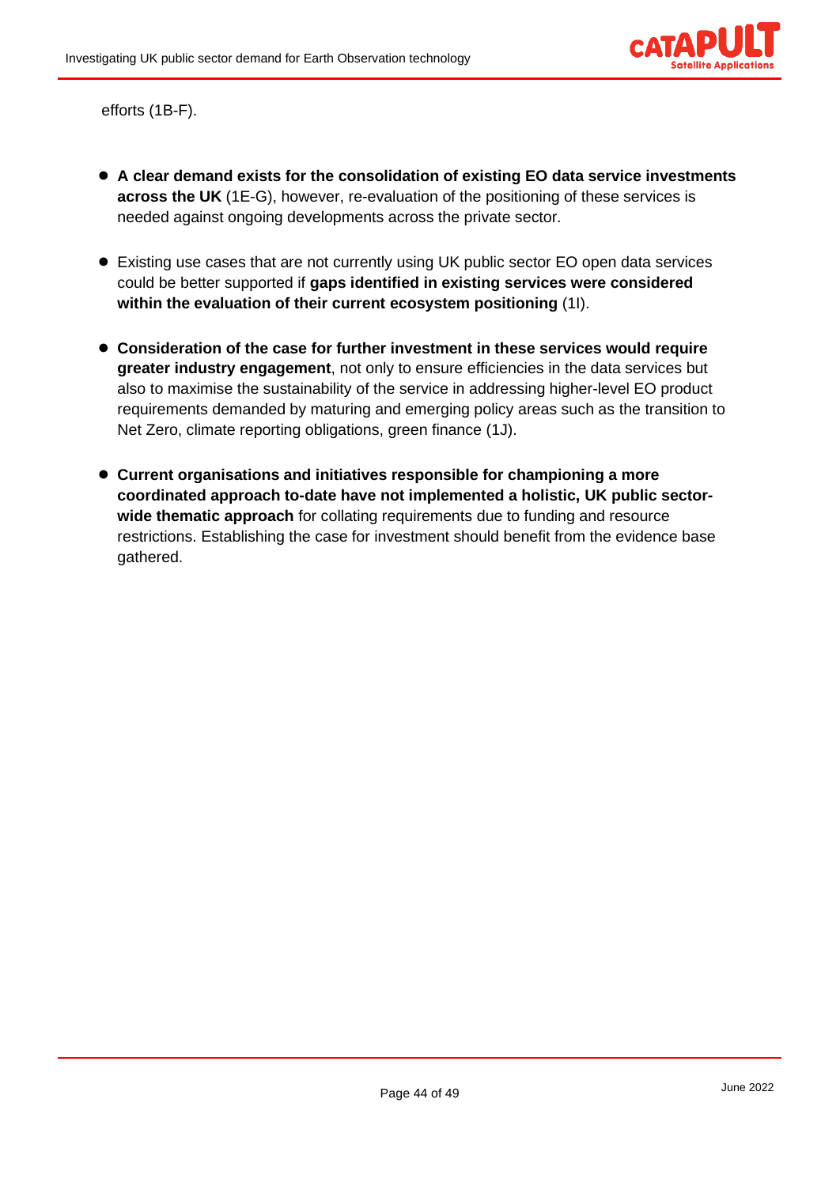efforts (1B-F).

- **A clear demand exists for the consolidation of existing EO data service investments across the UK** (1E-G), however, re-evaluation of the positioning of these services is needed against ongoing developments across the private sector.

- Existing use cases that are not currently using UK public sector EO open data services could be better supported if **gaps identified in existing services were considered within the evaluation of their current ecosystem positioning** (1I).

- **Consideration of the case for further investment in these services would require greater industry engagement**, not only to ensure efficiencies in the data services but also to maximise the sustainability of the service in addressing higher-level EO product requirements demanded by maturing and emerging policy areas such as the transition to Net Zero, climate reporting obligations, green finance (1J).

- **Current organisations and initiatives responsible for championing a more coordinated approach to-date have not implemented a holistic, UK public sector-wide thematic approach** for collating requirements due to funding and resource restrictions. Establishing the case for investment should benefit from the evidence base gathered.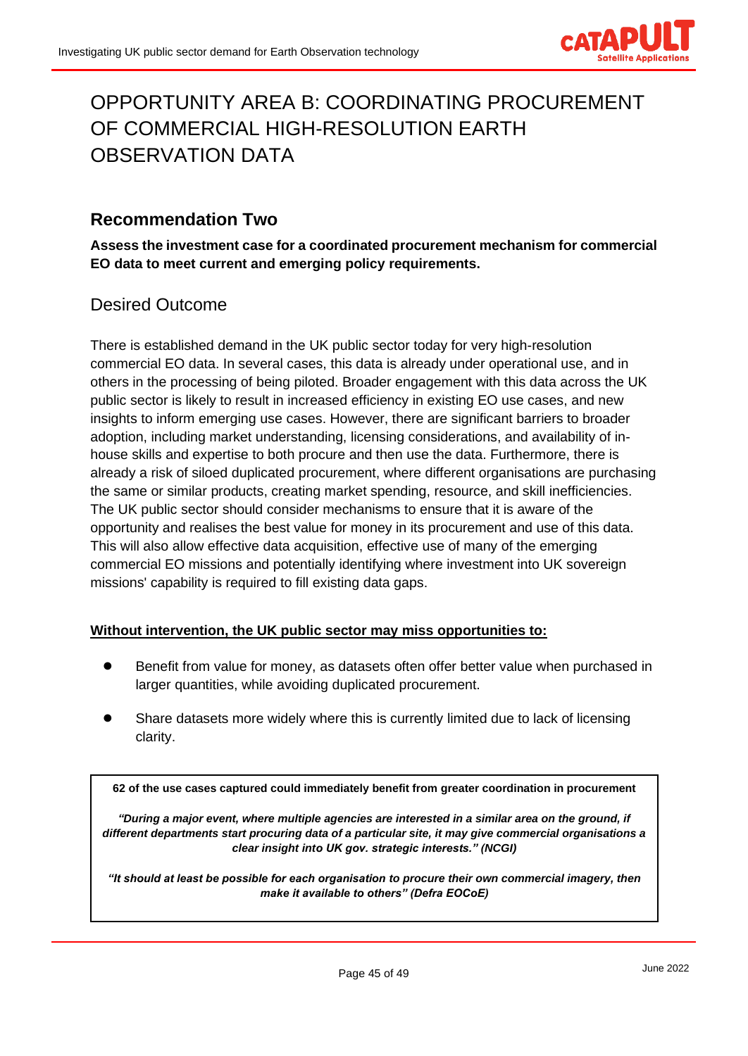# OPPORTUNITY AREA B: COORDINATING PROCUREMENT OF COMMERCIAL HIGH-RESOLUTION EARTH OBSERVATION DATA

## Recommendation Two

**Assess the investment case for a coordinated procurement mechanism for commercial EO data to meet current and emerging policy requirements.**

### Desired Outcome

There is established demand in the UK public sector today for very high-resolution commercial EO data. In several cases, this data is already under operational use, and in others in the processing of being piloted. Broader engagement with this data across the UK public sector is likely to result in increased efficiency in existing EO use cases, and new insights to inform emerging use cases. However, there are significant barriers to broader adoption, including market understanding, licensing considerations, and availability of in-house skills and expertise to both procure and then use the data. Furthermore, there is already a risk of siloed duplicated procurement, where different organisations are purchasing the same or similar products, creating market spending, resource, and skill inefficiencies. The UK public sector should consider mechanisms to ensure that it is aware of the opportunity and realises the best value for money in its procurement and use of this data. This will also allow effective data acquisition, effective use of many of the emerging commercial EO missions and potentially identifying where investment into UK sovereign missions' capability is required to fill existing data gaps.

**<u>Without intervention, the UK public sector may miss opportunities to:</u>**

- Benefit from value for money, as datasets often offer better value when purchased in larger quantities, while avoiding duplicated procurement.
- Share datasets more widely where this is currently limited due to lack of licensing clarity.

> **62 of the use cases captured could immediately benefit from greater coordination in procurement**
>
> ***"During a major event, where multiple agencies are interested in a similar area on the ground, if different departments start procuring data of a particular site, it may give commercial organisations a clear insight into UK gov. strategic interests." (NCGI)***
>
> ***"It should at least be possible for each organisation to procure their own commercial imagery, then make it available to others" (Defra EOCoE)***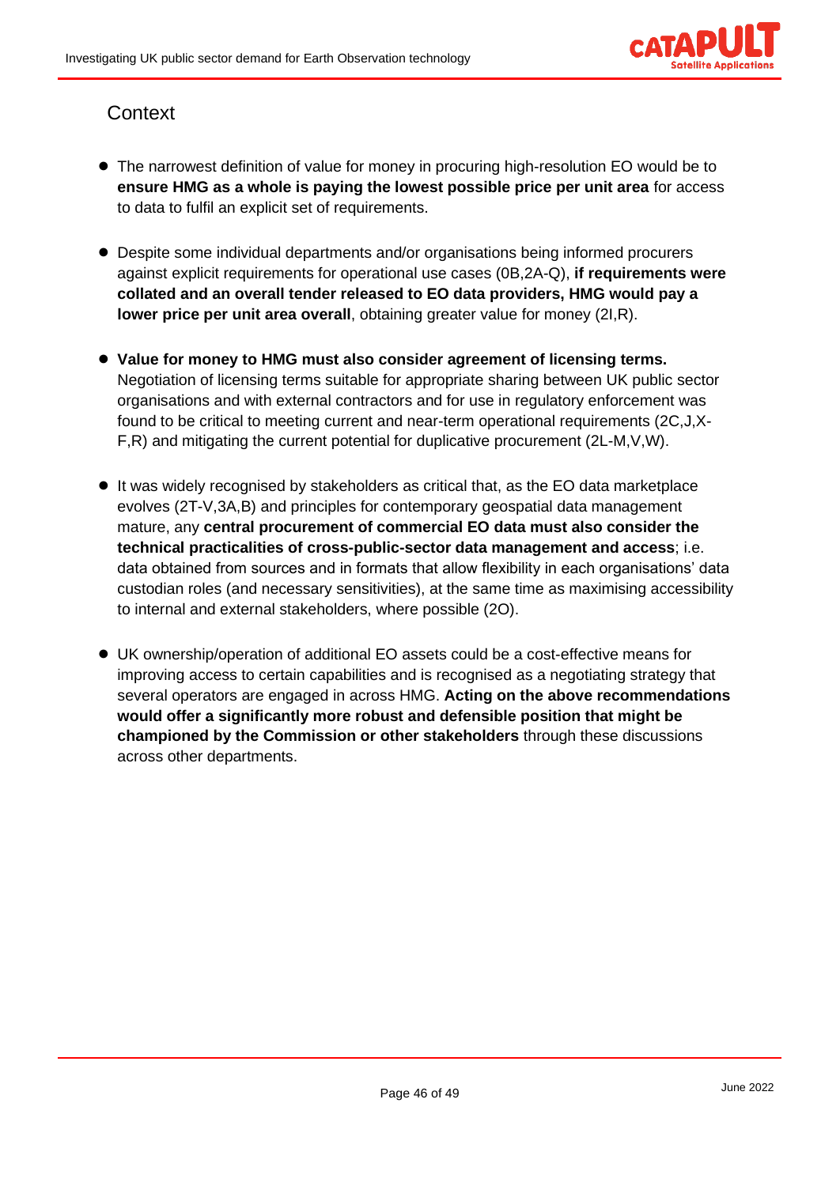## Context

- The narrowest definition of value for money in procuring high-resolution EO would be to **ensure HMG as a whole is paying the lowest possible price per unit area** for access to data to fulfil an explicit set of requirements.

- Despite some individual departments and/or organisations being informed procurers against explicit requirements for operational use cases (0B,2A-Q), **if requirements were collated and an overall tender released to EO data providers, HMG would pay a lower price per unit area overall**, obtaining greater value for money (2I,R).

- **Value for money to HMG must also consider agreement of licensing terms.** Negotiation of licensing terms suitable for appropriate sharing between UK public sector organisations and with external contractors and for use in regulatory enforcement was found to be critical to meeting current and near-term operational requirements (2C,J,X-F,R) and mitigating the current potential for duplicative procurement (2L-M,V,W).

- It was widely recognised by stakeholders as critical that, as the EO data marketplace evolves (2T-V,3A,B) and principles for contemporary geospatial data management mature, any **central procurement of commercial EO data must also consider the technical practicalities of cross-public-sector data management and access**; i.e. data obtained from sources and in formats that allow flexibility in each organisations' data custodian roles (and necessary sensitivities), at the same time as maximising accessibility to internal and external stakeholders, where possible (2O).

- UK ownership/operation of additional EO assets could be a cost-effective means for improving access to certain capabilities and is recognised as a negotiating strategy that several operators are engaged in across HMG. **Acting on the above recommendations would offer a significantly more robust and defensible position that might be championed by the Commission or other stakeholders** through these discussions across other departments.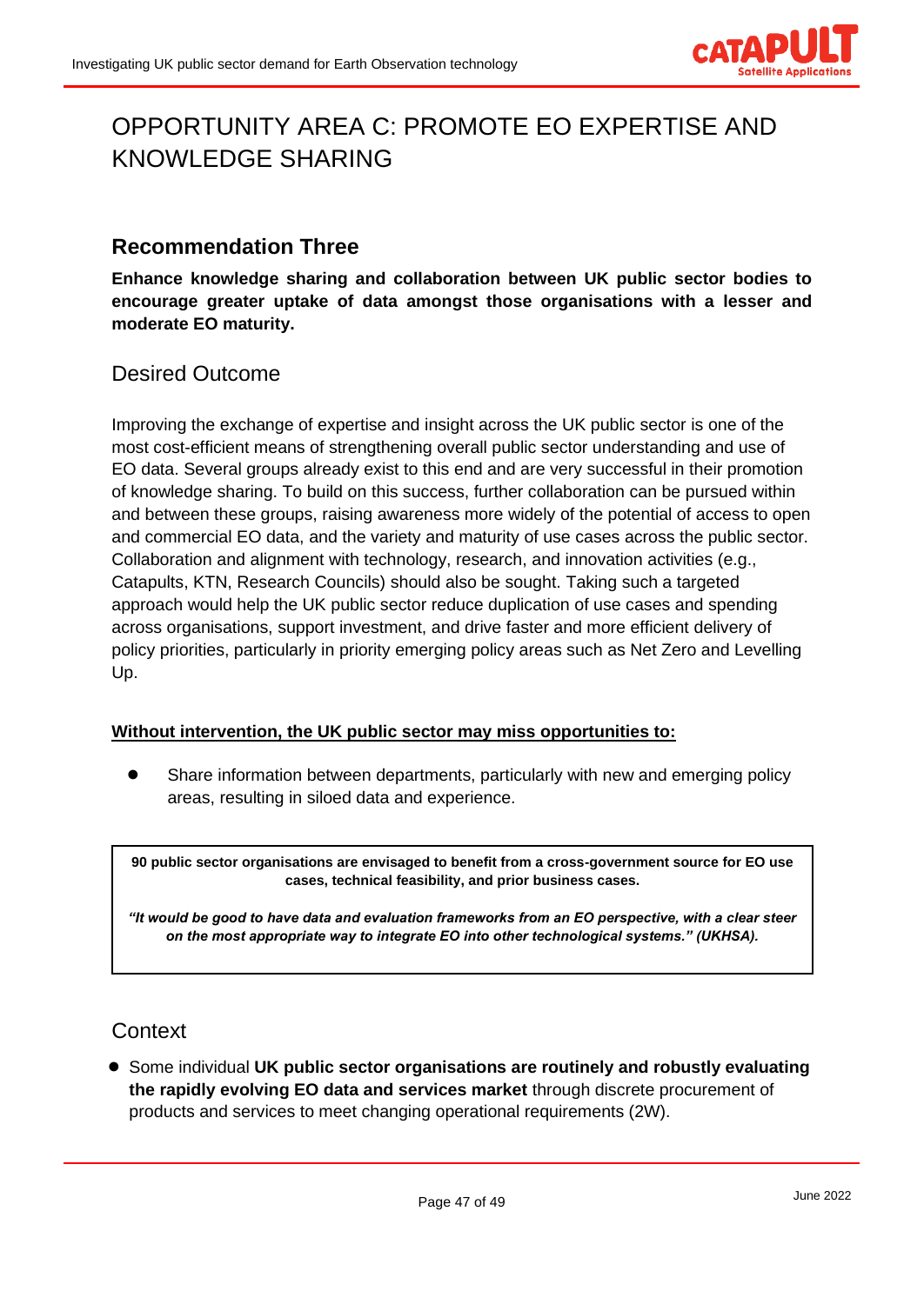# OPPORTUNITY AREA C: PROMOTE EO EXPERTISE AND KNOWLEDGE SHARING

## Recommendation Three

**Enhance knowledge sharing and collaboration between UK public sector bodies to encourage greater uptake of data amongst those organisations with a lesser and moderate EO maturity.**

### Desired Outcome

Improving the exchange of expertise and insight across the UK public sector is one of the most cost-efficient means of strengthening overall public sector understanding and use of EO data. Several groups already exist to this end and are very successful in their promotion of knowledge sharing. To build on this success, further collaboration can be pursued within and between these groups, raising awareness more widely of the potential of access to open and commercial EO data, and the variety and maturity of use cases across the public sector. Collaboration and alignment with technology, research, and innovation activities (e.g., Catapults, KTN, Research Councils) should also be sought. Taking such a targeted approach would help the UK public sector reduce duplication of use cases and spending across organisations, support investment, and drive faster and more efficient delivery of policy priorities, particularly in priority emerging policy areas such as Net Zero and Levelling Up.

**<u>Without intervention, the UK public sector may miss opportunities to:</u>**

- Share information between departments, particularly with new and emerging policy areas, resulting in siloed data and experience.

> **90 public sector organisations are envisaged to benefit from a cross-government source for EO use cases, technical feasibility, and prior business cases.**
>
> ***"It would be good to have data and evaluation frameworks from an EO perspective, with a clear steer on the most appropriate way to integrate EO into other technological systems." (UKHSA).***

### Context

- Some individual **UK public sector organisations are routinely and robustly evaluating the rapidly evolving EO data and services market** through discrete procurement of products and services to meet changing operational requirements (2W).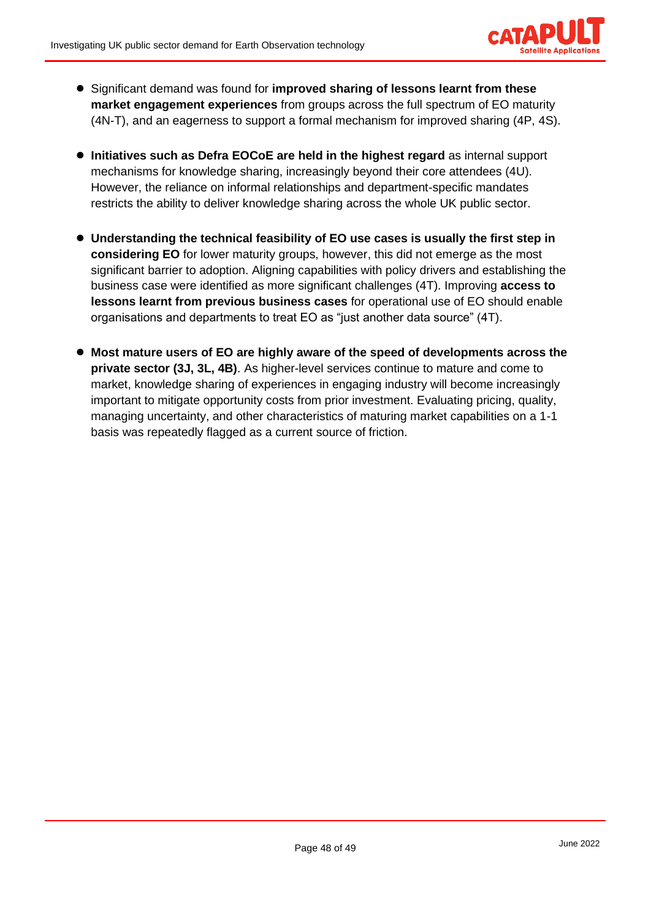- Significant demand was found for **improved sharing of lessons learnt from these market engagement experiences** from groups across the full spectrum of EO maturity (4N-T), and an eagerness to support a formal mechanism for improved sharing (4P, 4S).

- **Initiatives such as Defra EOCoE are held in the highest regard** as internal support mechanisms for knowledge sharing, increasingly beyond their core attendees (4U). However, the reliance on informal relationships and department-specific mandates restricts the ability to deliver knowledge sharing across the whole UK public sector.

- **Understanding the technical feasibility of EO use cases is usually the first step in considering EO** for lower maturity groups, however, this did not emerge as the most significant barrier to adoption. Aligning capabilities with policy drivers and establishing the business case were identified as more significant challenges (4T). Improving **access to lessons learnt from previous business cases** for operational use of EO should enable organisations and departments to treat EO as "just another data source" (4T).

- **Most mature users of EO are highly aware of the speed of developments across the private sector (3J, 3L, 4B)**. As higher-level services continue to mature and come to market, knowledge sharing of experiences in engaging industry will become increasingly important to mitigate opportunity costs from prior investment. Evaluating pricing, quality, managing uncertainty, and other characteristics of maturing market capabilities on a 1-1 basis was repeatedly flagged as a current source of friction.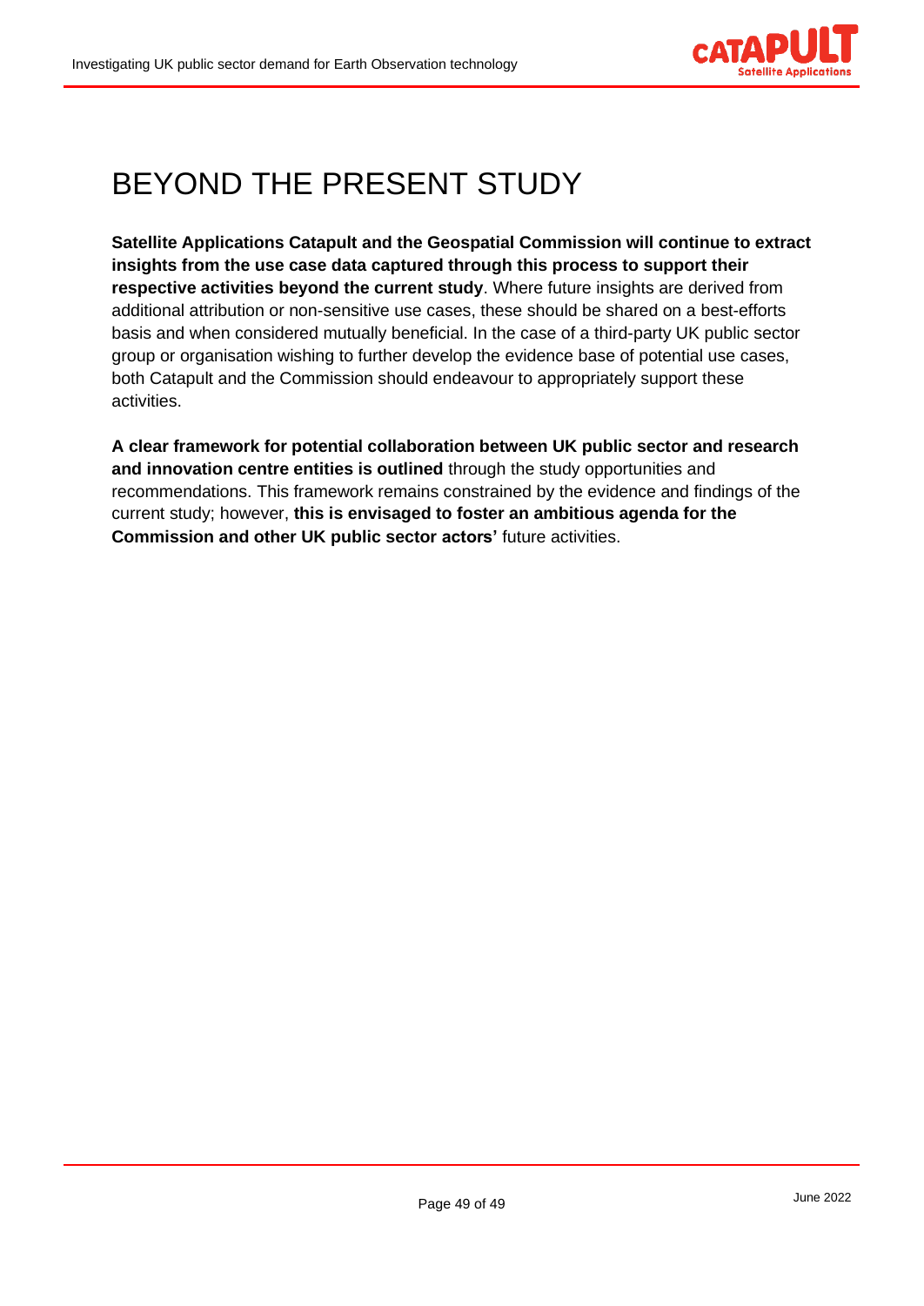# BEYOND THE PRESENT STUDY

**Satellite Applications Catapult and the Geospatial Commission will continue to extract insights from the use case data captured through this process to support their respective activities beyond the current study**. Where future insights are derived from additional attribution or non-sensitive use cases, these should be shared on a best-efforts basis and when considered mutually beneficial. In the case of a third-party UK public sector group or organisation wishing to further develop the evidence base of potential use cases, both Catapult and the Commission should endeavour to appropriately support these activities.

**A clear framework for potential collaboration between UK public sector and research and innovation centre entities is outlined** through the study opportunities and recommendations. This framework remains constrained by the evidence and findings of the current study; however, **this is envisaged to foster an ambitious agenda for the Commission and other UK public sector actors'** future activities.